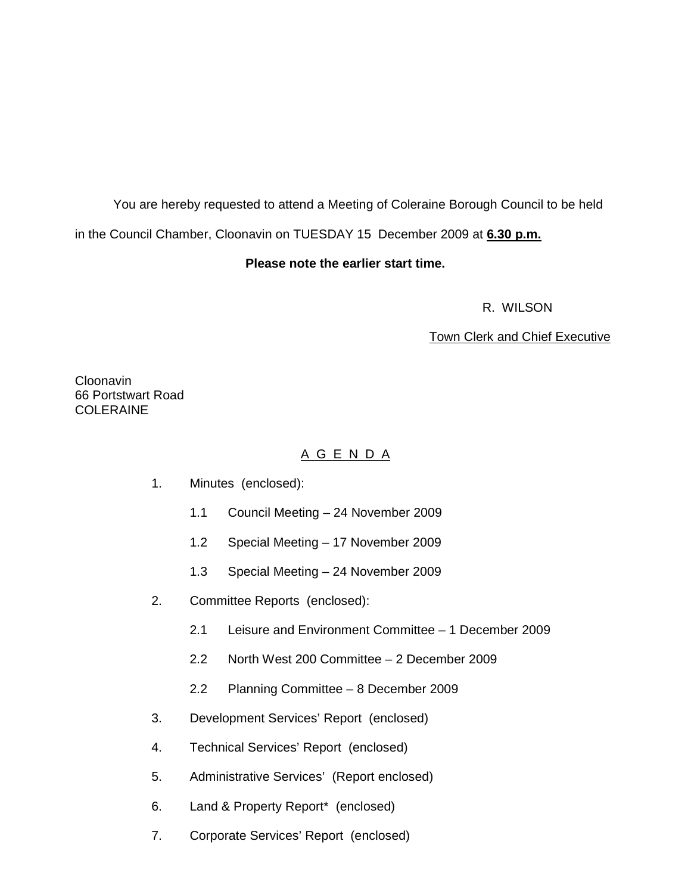You are hereby requested to attend a Meeting of Coleraine Borough Council to be held in the Council Chamber, Cloonavin on TUESDAY 15 December 2009 at **6.30 p.m.**

**Please note the earlier start time.**

R. WILSON

Town Clerk and Chief Executive

Cloonavin
66 Portstwart Road
COLERAINE

## A G E N D A

1. Minutes (enclosed):
   - 1.1 Council Meeting – 24 November 2009
   - 1.2 Special Meeting – 17 November 2009
   - 1.3 Special Meeting – 24 November 2009
2. Committee Reports (enclosed):
   - 2.1 Leisure and Environment Committee – 1 December 2009
   - 2.2 North West 200 Committee – 2 December 2009
   - 2.2 Planning Committee – 8 December 2009
3. Development Services' Report (enclosed)
4. Technical Services' Report (enclosed)
5. Administrative Services' (Report enclosed)
6. Land & Property Report* (enclosed)
7. Corporate Services' Report (enclosed)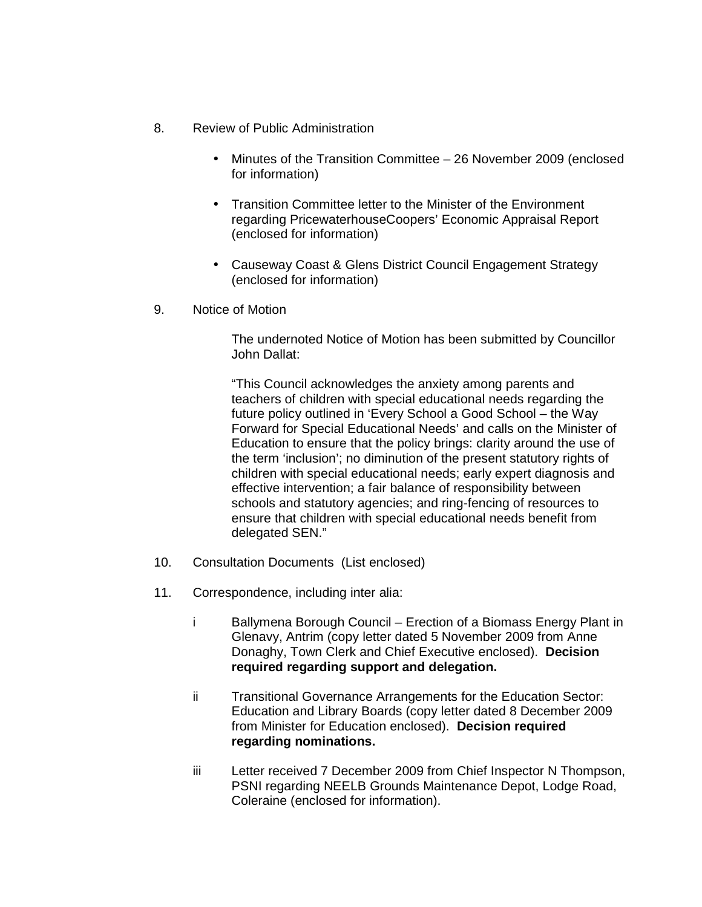8. Review of Public Administration

   - Minutes of the Transition Committee – 26 November 2009 (enclosed for information)
   - Transition Committee letter to the Minister of the Environment regarding PricewaterhouseCoopers' Economic Appraisal Report (enclosed for information)
   - Causeway Coast & Glens District Council Engagement Strategy (enclosed for information)

9. Notice of Motion

   The undernoted Notice of Motion has been submitted by Councillor John Dallat:

   "This Council acknowledges the anxiety among parents and teachers of children with special educational needs regarding the future policy outlined in 'Every School a Good School – the Way Forward for Special Educational Needs' and calls on the Minister of Education to ensure that the policy brings: clarity around the use of the term 'inclusion'; no diminution of the present statutory rights of children with special educational needs; early expert diagnosis and effective intervention; a fair balance of responsibility between schools and statutory agencies; and ring-fencing of resources to ensure that children with special educational needs benefit from delegated SEN."

10. Consultation Documents (List enclosed)

11. Correspondence, including inter alia:

   i Ballymena Borough Council – Erection of a Biomass Energy Plant in Glenavy, Antrim (copy letter dated 5 November 2009 from Anne Donaghy, Town Clerk and Chief Executive enclosed). **Decision required regarding support and delegation.**

   ii Transitional Governance Arrangements for the Education Sector: Education and Library Boards (copy letter dated 8 December 2009 from Minister for Education enclosed). **Decision required regarding nominations.**

   iii Letter received 7 December 2009 from Chief Inspector N Thompson, PSNI regarding NEELB Grounds Maintenance Depot, Lodge Road, Coleraine (enclosed for information).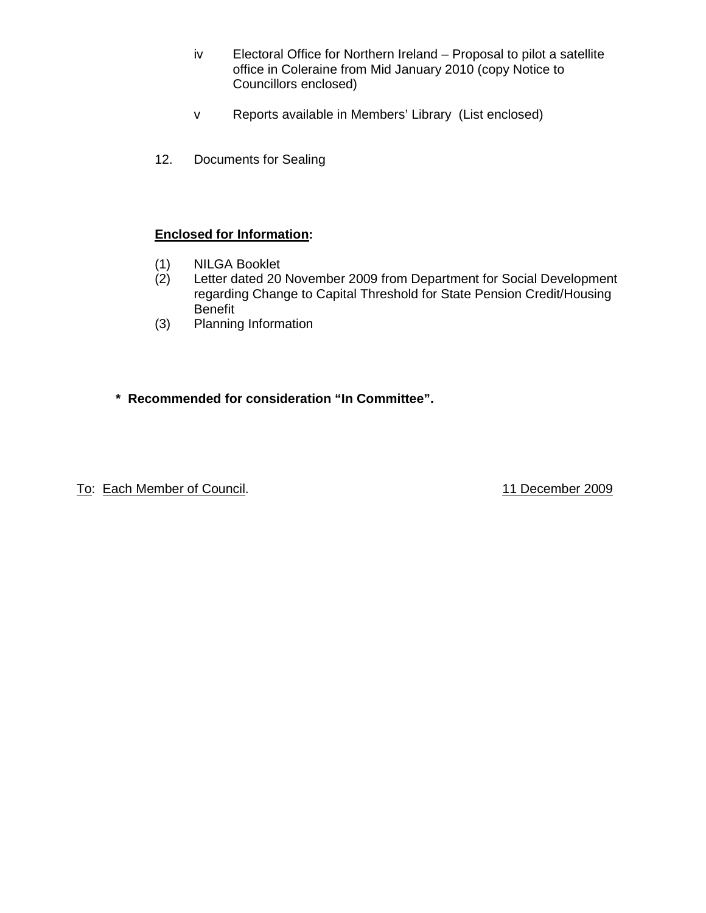iv Electoral Office for Northern Ireland – Proposal to pilot a satellite office in Coleraine from Mid January 2010 (copy Notice to Councillors enclosed)

v Reports available in Members' Library (List enclosed)

12. Documents for Sealing

**<u>Enclosed for Information</u>:**

(1) NILGA Booklet
(2) Letter dated 20 November 2009 from Department for Social Development regarding Change to Capital Threshold for State Pension Credit/Housing Benefit
(3) Planning Information

**\* Recommended for consideration "In Committee".**

<u>To</u>: <u>Each Member of Council</u>. <u>11 December 2009</u>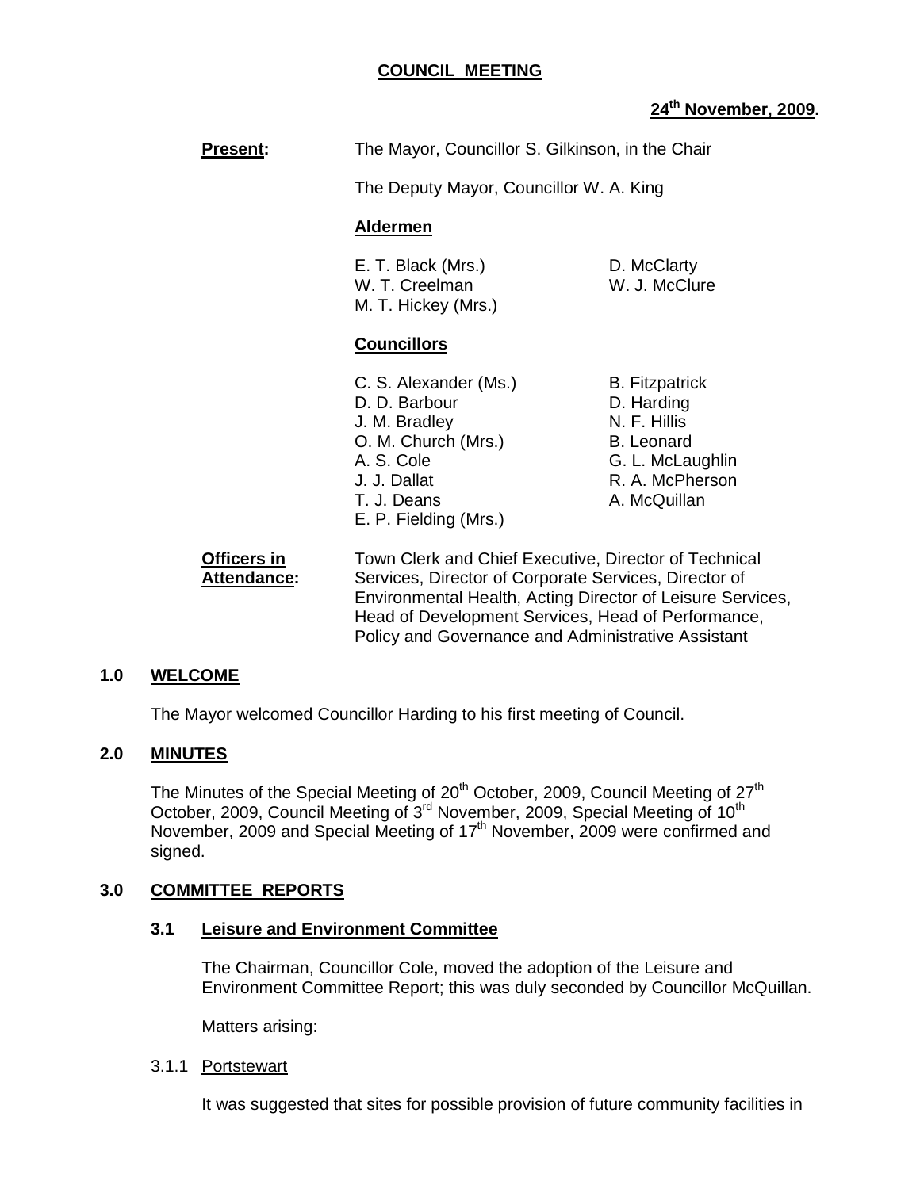# COUNCIL MEETING

**24th November, 2009.**

**Present:** The Mayor, Councillor S. Gilkinson, in the Chair

The Deputy Mayor, Councillor W. A. King

**Aldermen**

E. T. Black (Mrs.)
D. McClarty
W. T. Creelman
W. J. McClure
M. T. Hickey (Mrs.)

**Councillors**

C. S. Alexander (Ms.)
B. Fitzpatrick
D. D. Barbour
D. Harding
J. M. Bradley
N. F. Hillis
O. M. Church (Mrs.)
B. Leonard
A. S. Cole
G. L. McLaughlin
J. J. Dallat
R. A. McPherson
T. J. Deans
A. McQuillan
E. P. Fielding (Mrs.)

**Officers in Attendance:** Town Clerk and Chief Executive, Director of Technical Services, Director of Corporate Services, Director of Environmental Health, Acting Director of Leisure Services, Head of Development Services, Head of Performance, Policy and Governance and Administrative Assistant

## 1.0 WELCOME

The Mayor welcomed Councillor Harding to his first meeting of Council.

## 2.0 MINUTES

The Minutes of the Special Meeting of 20th October, 2009, Council Meeting of 27th October, 2009, Council Meeting of 3rd November, 2009, Special Meeting of 10th November, 2009 and Special Meeting of 17th November, 2009 were confirmed and signed.

## 3.0 COMMITTEE REPORTS

### 3.1 Leisure and Environment Committee

The Chairman, Councillor Cole, moved the adoption of the Leisure and Environment Committee Report; this was duly seconded by Councillor McQuillan.

Matters arising:

3.1.1 Portstewart

It was suggested that sites for possible provision of future community facilities in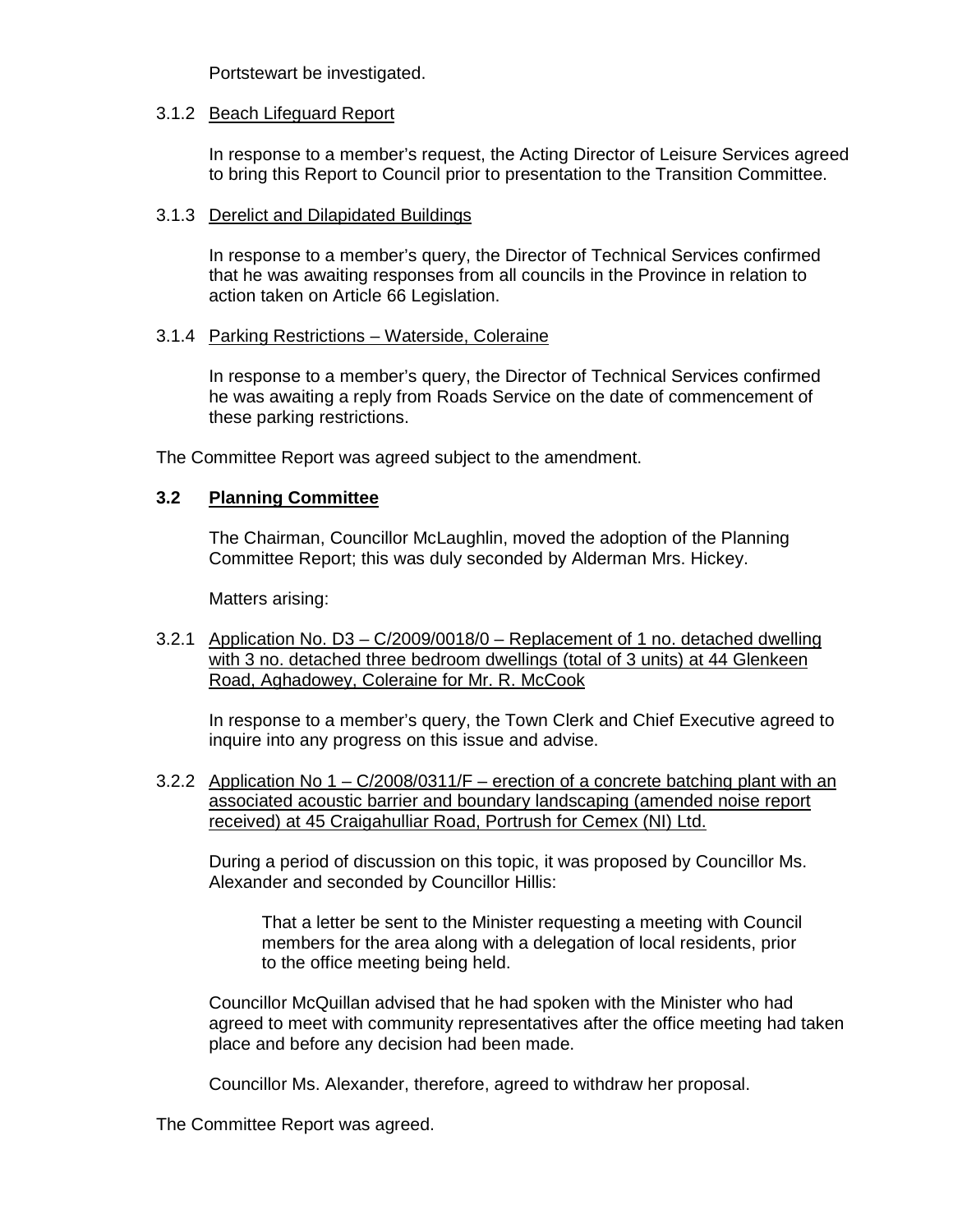Portstewart be investigated.

3.1.2 <u>Beach Lifeguard Report</u>

In response to a member's request, the Acting Director of Leisure Services agreed to bring this Report to Council prior to presentation to the Transition Committee.

3.1.3 <u>Derelict and Dilapidated Buildings</u>

In response to a member's query, the Director of Technical Services confirmed that he was awaiting responses from all councils in the Province in relation to action taken on Article 66 Legislation.

3.1.4 <u>Parking Restrictions – Waterside, Coleraine</u>

In response to a member's query, the Director of Technical Services confirmed he was awaiting a reply from Roads Service on the date of commencement of these parking restrictions.

The Committee Report was agreed subject to the amendment.

### 3.2 Planning Committee

The Chairman, Councillor McLaughlin, moved the adoption of the Planning Committee Report; this was duly seconded by Alderman Mrs. Hickey.

Matters arising:

3.2.1 <u>Application No. D3 – C/2009/0018/0 – Replacement of 1 no. detached dwelling with 3 no. detached three bedroom dwellings (total of 3 units) at 44 Glenkeen Road, Aghadowey, Coleraine for Mr. R. McCook</u>

In response to a member's query, the Town Clerk and Chief Executive agreed to inquire into any progress on this issue and advise.

3.2.2 <u>Application No 1 – C/2008/0311/F – erection of a concrete batching plant with an associated acoustic barrier and boundary landscaping (amended noise report received) at 45 Craigahulliar Road, Portrush for Cemex (NI) Ltd.</u>

During a period of discussion on this topic, it was proposed by Councillor Ms. Alexander and seconded by Councillor Hillis:

> That a letter be sent to the Minister requesting a meeting with Council members for the area along with a delegation of local residents, prior to the office meeting being held.

Councillor McQuillan advised that he had spoken with the Minister who had agreed to meet with community representatives after the office meeting had taken place and before any decision had been made.

Councillor Ms. Alexander, therefore, agreed to withdraw her proposal.

The Committee Report was agreed.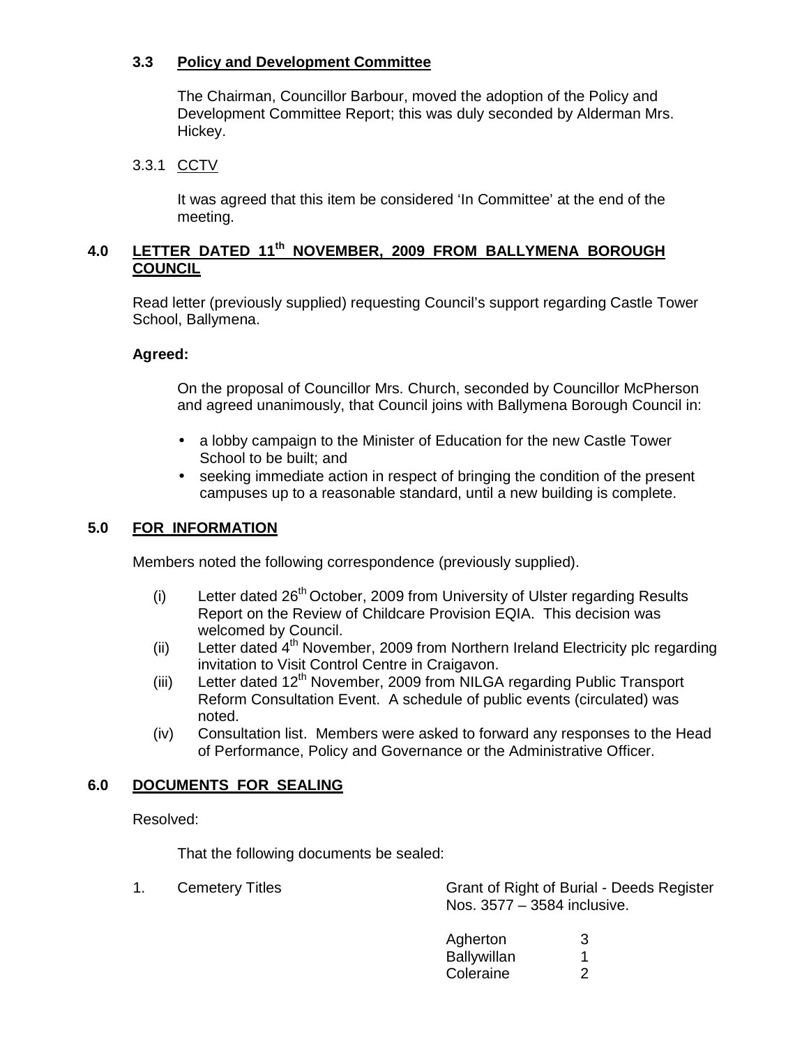### 3.3 Policy and Development Committee

The Chairman, Councillor Barbour, moved the adoption of the Policy and Development Committee Report; this was duly seconded by Alderman Mrs. Hickey.

3.3.1 CCTV

It was agreed that this item be considered 'In Committee' at the end of the meeting.

## 4.0 LETTER DATED 11th NOVEMBER, 2009 FROM BALLYMENA BOROUGH COUNCIL

Read letter (previously supplied) requesting Council's support regarding Castle Tower School, Ballymena.

**Agreed:**

On the proposal of Councillor Mrs. Church, seconded by Councillor McPherson and agreed unanimously, that Council joins with Ballymena Borough Council in:

- a lobby campaign to the Minister of Education for the new Castle Tower School to be built; and
- seeking immediate action in respect of bringing the condition of the present campuses up to a reasonable standard, until a new building is complete.

## 5.0 FOR INFORMATION

Members noted the following correspondence (previously supplied).

(i) Letter dated 26th October, 2009 from University of Ulster regarding Results Report on the Review of Childcare Provision EQIA. This decision was welcomed by Council.

(ii) Letter dated 4th November, 2009 from Northern Ireland Electricity plc regarding invitation to Visit Control Centre in Craigavon.

(iii) Letter dated 12th November, 2009 from NILGA regarding Public Transport Reform Consultation Event. A schedule of public events (circulated) was noted.

(iv) Consultation list. Members were asked to forward any responses to the Head of Performance, Policy and Governance or the Administrative Officer.

## 6.0 DOCUMENTS FOR SEALING

Resolved:

That the following documents be sealed:

1. Cemetery Titles — Grant of Right of Burial - Deeds Register Nos. 3577 – 3584 inclusive.

| | |
|---|---|
| Agherton | 3 |
| Ballywillan | 1 |
| Coleraine | 2 |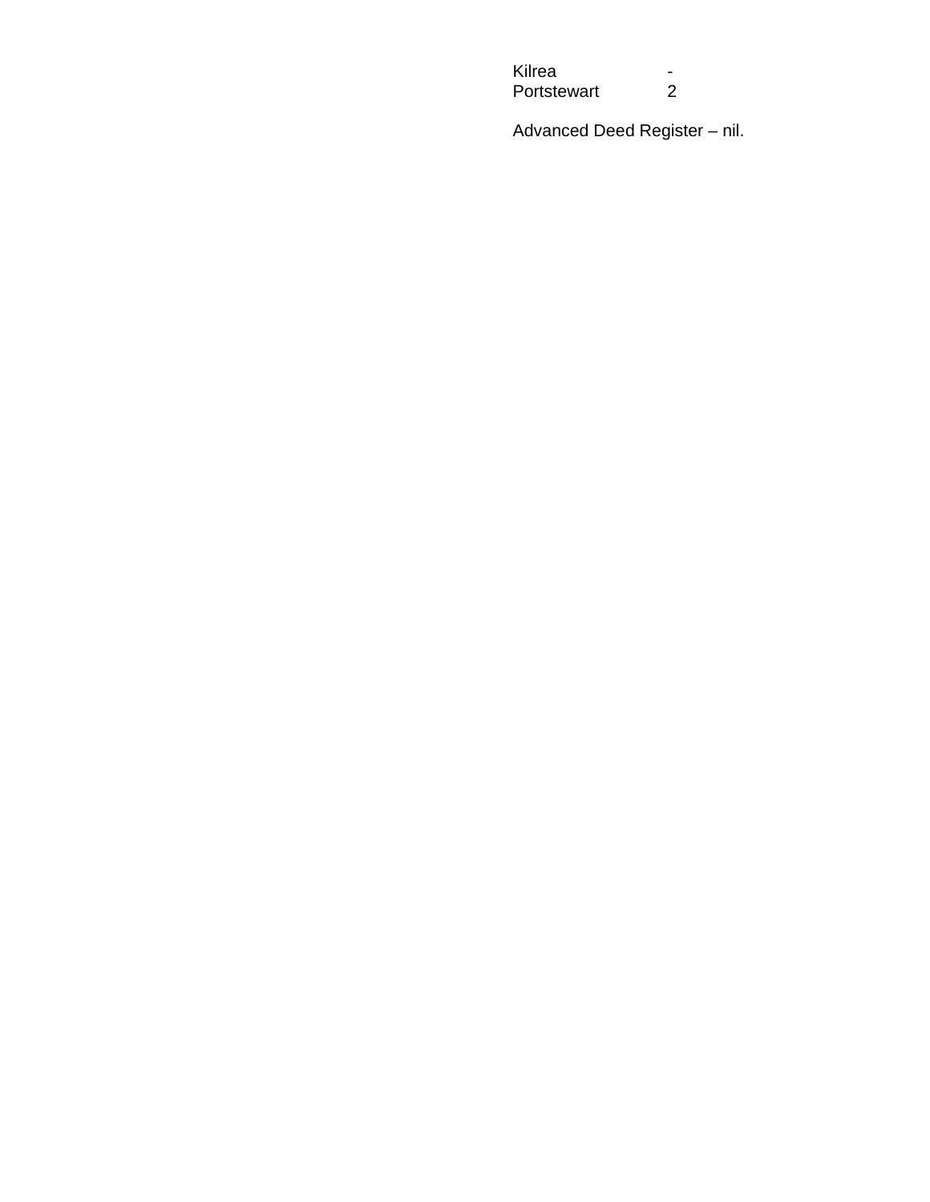| Kilrea | - |
| --- | --- |
| Portstewart | 2 |

Advanced Deed Register – nil.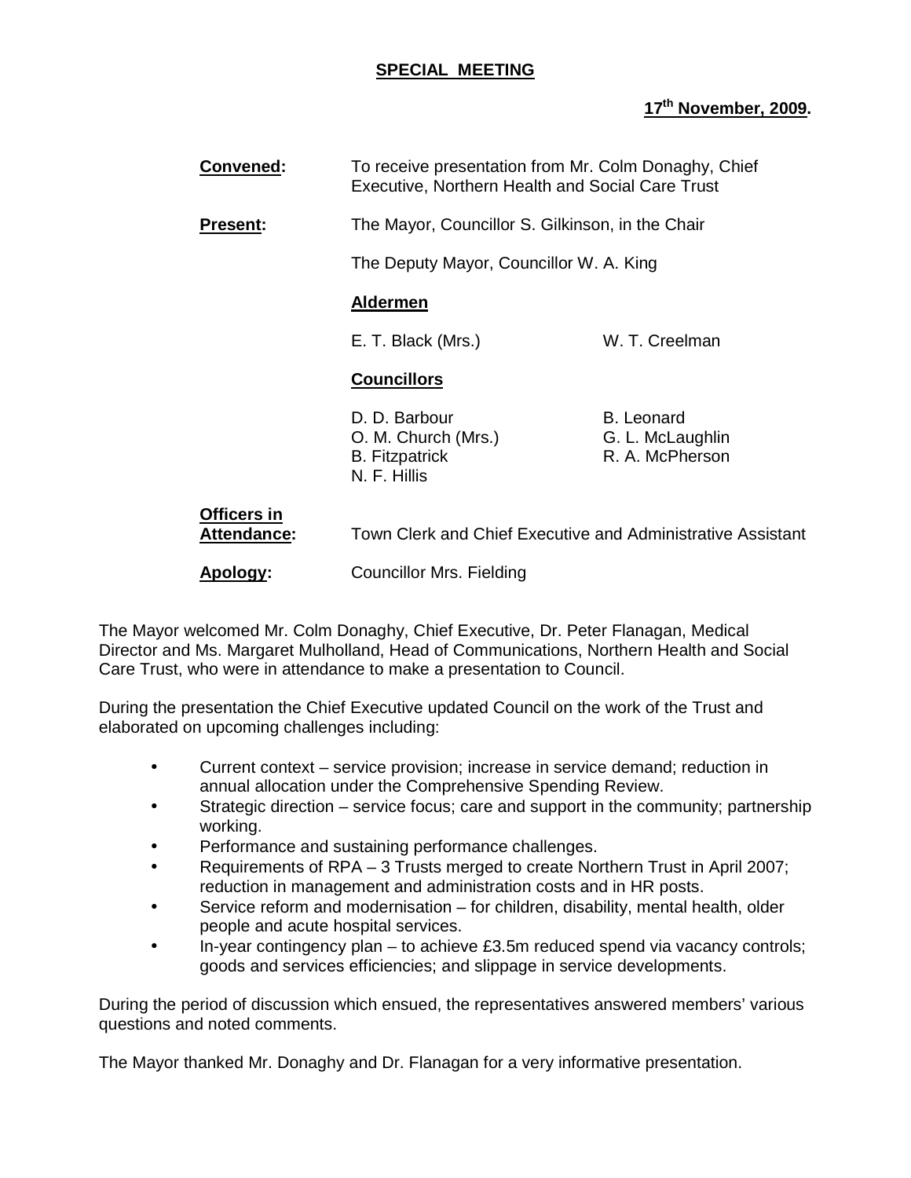**SPECIAL MEETING**

**17th November, 2009.**

**Convened:** To receive presentation from Mr. Colm Donaghy, Chief Executive, Northern Health and Social Care Trust

**Present:** The Mayor, Councillor S. Gilkinson, in the Chair

The Deputy Mayor, Councillor W. A. King

**Aldermen**

| | |
|---|---|
| E. T. Black (Mrs.) | W. T. Creelman |

**Councillors**

| | |
|---|---|
| D. D. Barbour | B. Leonard |
| O. M. Church (Mrs.) | G. L. McLaughlin |
| B. Fitzpatrick | R. A. McPherson |
| N. F. Hillis | |

**Officers in Attendance:** Town Clerk and Chief Executive and Administrative Assistant

**Apology:** Councillor Mrs. Fielding

The Mayor welcomed Mr. Colm Donaghy, Chief Executive, Dr. Peter Flanagan, Medical Director and Ms. Margaret Mulholland, Head of Communications, Northern Health and Social Care Trust, who were in attendance to make a presentation to Council.

During the presentation the Chief Executive updated Council on the work of the Trust and elaborated on upcoming challenges including:

- Current context – service provision; increase in service demand; reduction in annual allocation under the Comprehensive Spending Review.
- Strategic direction – service focus; care and support in the community; partnership working.
- Performance and sustaining performance challenges.
- Requirements of RPA – 3 Trusts merged to create Northern Trust in April 2007; reduction in management and administration costs and in HR posts.
- Service reform and modernisation – for children, disability, mental health, older people and acute hospital services.
- In-year contingency plan – to achieve £3.5m reduced spend via vacancy controls; goods and services efficiencies; and slippage in service developments.

During the period of discussion which ensued, the representatives answered members' various questions and noted comments.

The Mayor thanked Mr. Donaghy and Dr. Flanagan for a very informative presentation.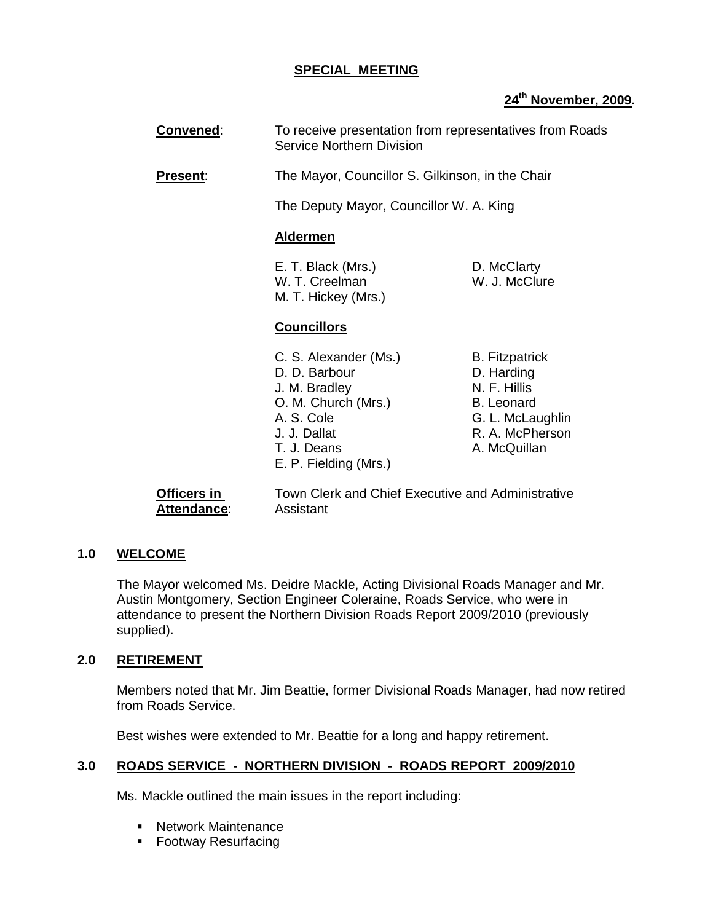**SPECIAL MEETING**

**24th November, 2009.**

**Convened**: To receive presentation from representatives from Roads Service Northern Division

**Present**: The Mayor, Councillor S. Gilkinson, in the Chair

The Deputy Mayor, Councillor W. A. King

**Aldermen**

| | |
|---|---|
| E. T. Black (Mrs.) | D. McClarty |
| W. T. Creelman | W. J. McClure |
| M. T. Hickey (Mrs.) | |

**Councillors**

| | |
|---|---|
| C. S. Alexander (Ms.) | B. Fitzpatrick |
| D. D. Barbour | D. Harding |
| J. M. Bradley | N. F. Hillis |
| O. M. Church (Mrs.) | B. Leonard |
| A. S. Cole | G. L. McLaughlin |
| J. J. Dallat | R. A. McPherson |
| T. J. Deans | A. McQuillan |
| E. P. Fielding (Mrs.) | |

**Officers in Attendance**: Town Clerk and Chief Executive and Administrative Assistant

## 1.0 WELCOME

The Mayor welcomed Ms. Deidre Mackle, Acting Divisional Roads Manager and Mr. Austin Montgomery, Section Engineer Coleraine, Roads Service, who were in attendance to present the Northern Division Roads Report 2009/2010 (previously supplied).

## 2.0 RETIREMENT

Members noted that Mr. Jim Beattie, former Divisional Roads Manager, had now retired from Roads Service.

Best wishes were extended to Mr. Beattie for a long and happy retirement.

## 3.0 ROADS SERVICE - NORTHERN DIVISION - ROADS REPORT 2009/2010

Ms. Mackle outlined the main issues in the report including:

- Network Maintenance
- Footway Resurfacing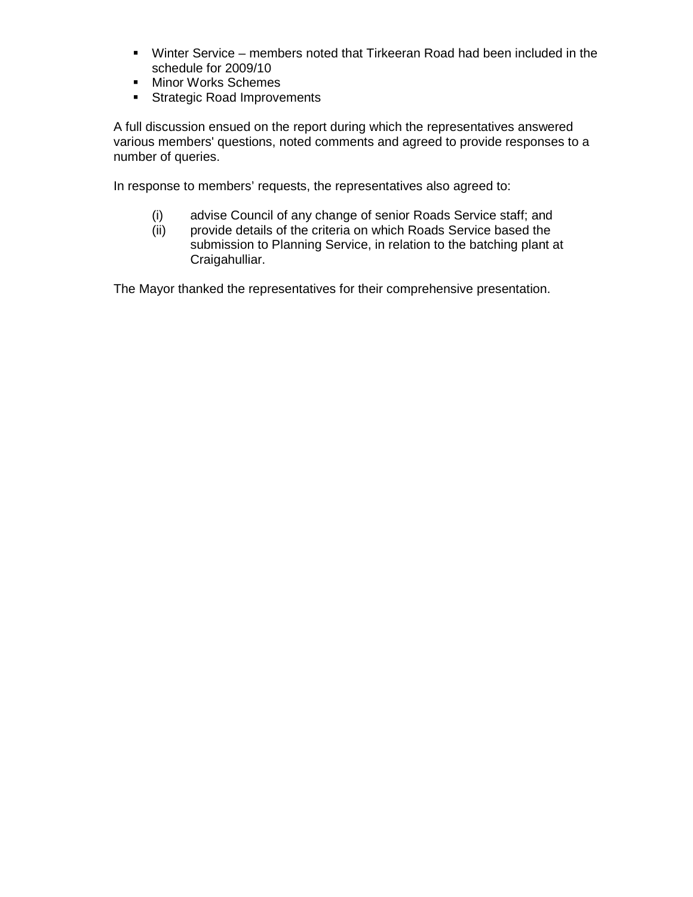- Winter Service – members noted that Tirkeeran Road had been included in the schedule for 2009/10
- Minor Works Schemes
- Strategic Road Improvements

A full discussion ensued on the report during which the representatives answered various members' questions, noted comments and agreed to provide responses to a number of queries.

In response to members' requests, the representatives also agreed to:

(i) advise Council of any change of senior Roads Service staff; and
(ii) provide details of the criteria on which Roads Service based the submission to Planning Service, in relation to the batching plant at Craigahulliar.

The Mayor thanked the representatives for their comprehensive presentation.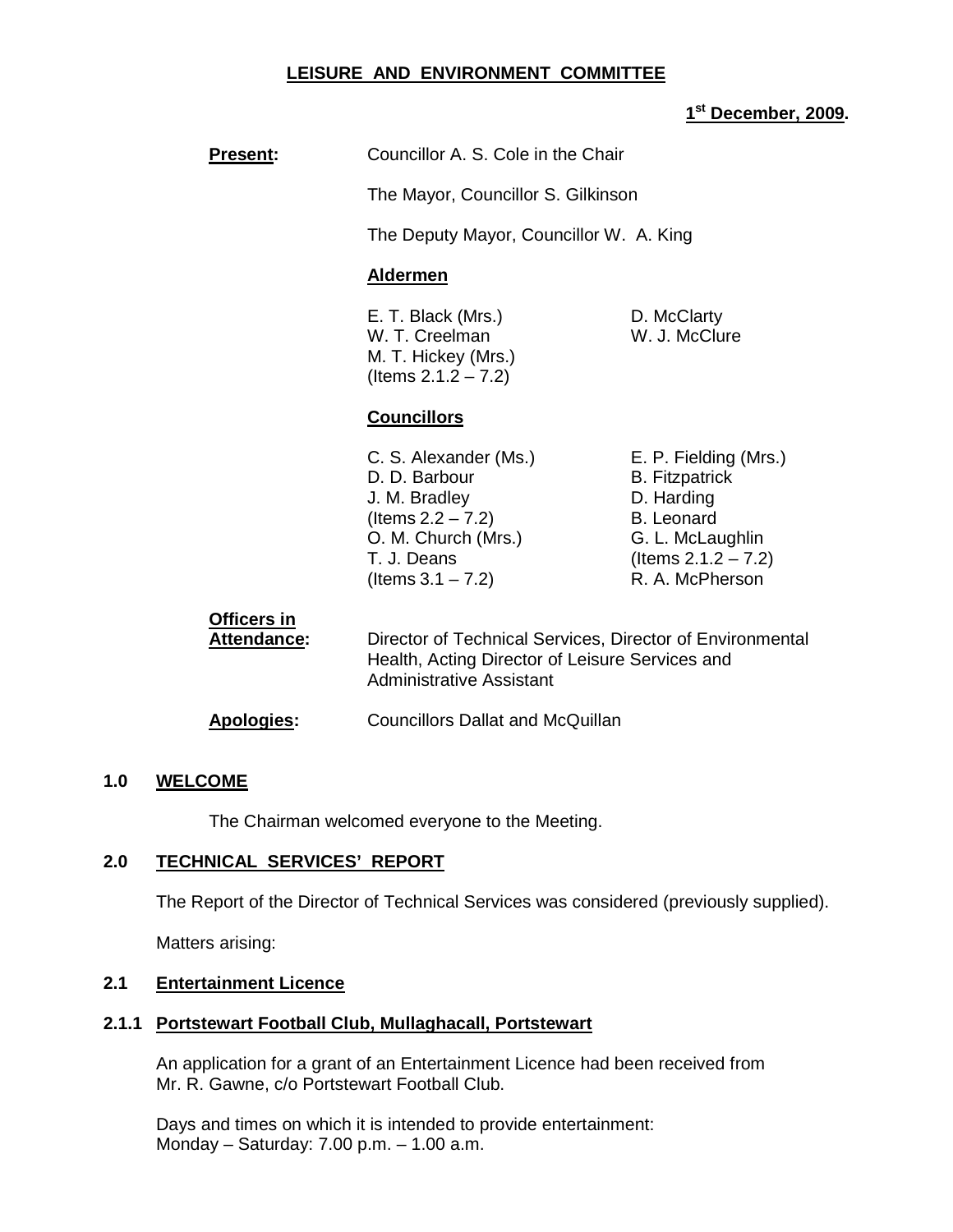# LEISURE AND ENVIRONMENT COMMITTEE

**1st December, 2009.**

**Present:** Councillor A. S. Cole in the Chair

The Mayor, Councillor S. Gilkinson

The Deputy Mayor, Councillor W. A. King

**Aldermen**

E. T. Black (Mrs.)
W. T. Creelman
M. T. Hickey (Mrs.) (Items 2.1.2 – 7.2)
D. McClarty
W. J. McClure

**Councillors**

C. S. Alexander (Ms.)
D. D. Barbour
J. M. Bradley (Items 2.2 – 7.2)
O. M. Church (Mrs.)
T. J. Deans (Items 3.1 – 7.2)
E. P. Fielding (Mrs.)
B. Fitzpatrick
D. Harding
B. Leonard
G. L. McLaughlin (Items 2.1.2 – 7.2)
R. A. McPherson

**Officers in Attendance:** Director of Technical Services, Director of Environmental Health, Acting Director of Leisure Services and Administrative Assistant

**Apologies:** Councillors Dallat and McQuillan

## 1.0 WELCOME

The Chairman welcomed everyone to the Meeting.

## 2.0 TECHNICAL SERVICES' REPORT

The Report of the Director of Technical Services was considered (previously supplied).

Matters arising:

### 2.1 Entertainment Licence

#### 2.1.1 Portstewart Football Club, Mullaghacall, Portstewart

An application for a grant of an Entertainment Licence had been received from Mr. R. Gawne, c/o Portstewart Football Club.

Days and times on which it is intended to provide entertainment:
Monday – Saturday: 7.00 p.m. – 1.00 a.m.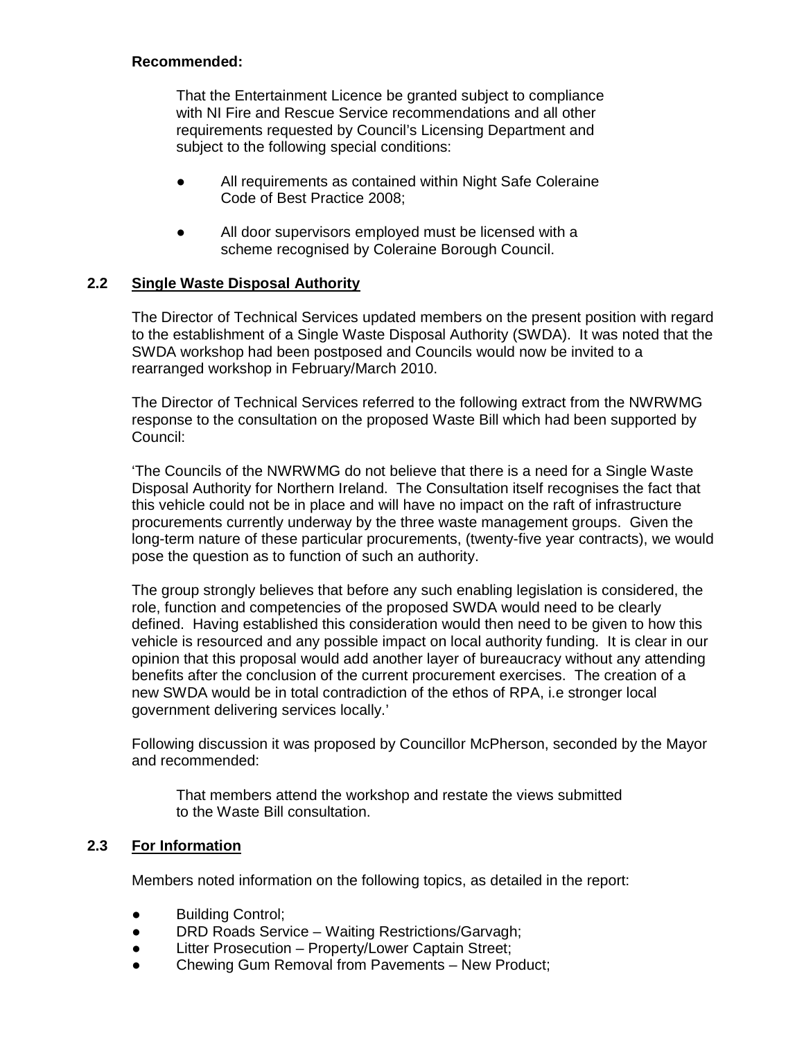**Recommended:**

> That the Entertainment Licence be granted subject to compliance with NI Fire and Rescue Service recommendations and all other requirements requested by Council's Licensing Department and subject to the following special conditions:
>
> - All requirements as contained within Night Safe Coleraine Code of Best Practice 2008;
> - All door supervisors employed must be licensed with a scheme recognised by Coleraine Borough Council.

## 2.2 Single Waste Disposal Authority

The Director of Technical Services updated members on the present position with regard to the establishment of a Single Waste Disposal Authority (SWDA). It was noted that the SWDA workshop had been postposed and Councils would now be invited to a rearranged workshop in February/March 2010.

The Director of Technical Services referred to the following extract from the NWRWMG response to the consultation on the proposed Waste Bill which had been supported by Council:

'The Councils of the NWRWMG do not believe that there is a need for a Single Waste Disposal Authority for Northern Ireland. The Consultation itself recognises the fact that this vehicle could not be in place and will have no impact on the raft of infrastructure procurements currently underway by the three waste management groups. Given the long-term nature of these particular procurements, (twenty-five year contracts), we would pose the question as to function of such an authority.

The group strongly believes that before any such enabling legislation is considered, the role, function and competencies of the proposed SWDA would need to be clearly defined. Having established this consideration would then need to be given to how this vehicle is resourced and any possible impact on local authority funding. It is clear in our opinion that this proposal would add another layer of bureaucracy without any attending benefits after the conclusion of the current procurement exercises. The creation of a new SWDA would be in total contradiction of the ethos of RPA, i.e stronger local government delivering services locally.'

Following discussion it was proposed by Councillor McPherson, seconded by the Mayor and recommended:

> That members attend the workshop and restate the views submitted to the Waste Bill consultation.

## 2.3 For Information

Members noted information on the following topics, as detailed in the report:

- Building Control;
- DRD Roads Service – Waiting Restrictions/Garvagh;
- Litter Prosecution – Property/Lower Captain Street;
- Chewing Gum Removal from Pavements – New Product;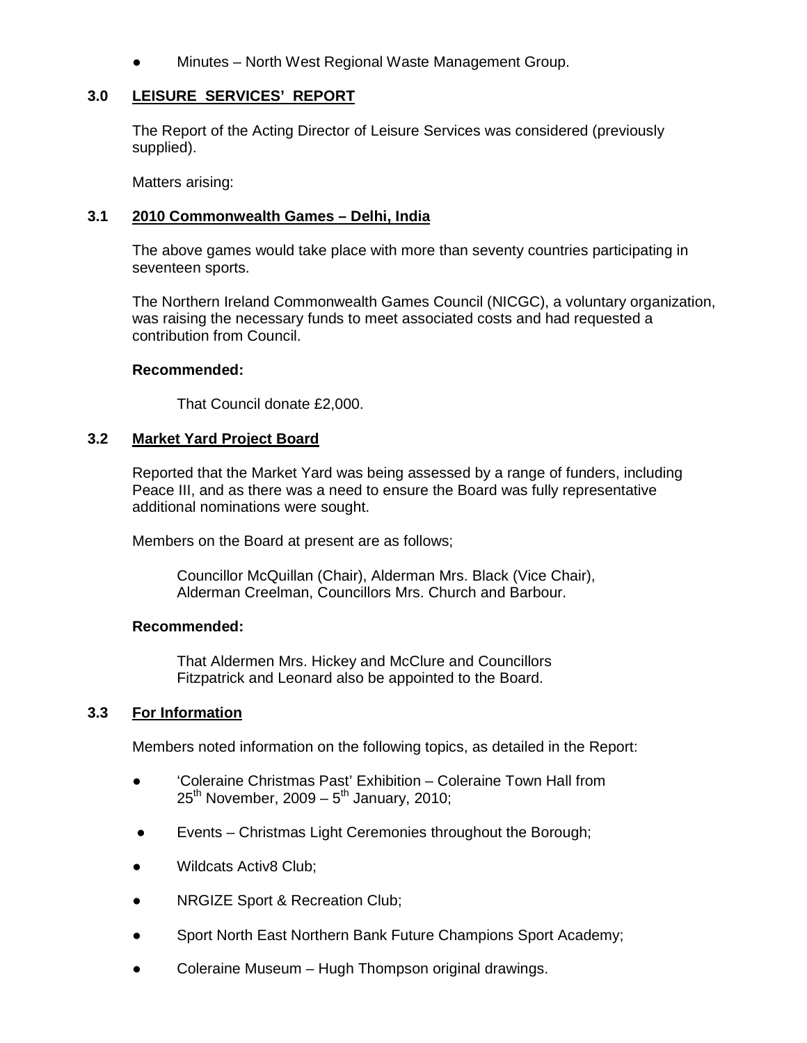- Minutes – North West Regional Waste Management Group.

## 3.0 LEISURE SERVICES' REPORT

The Report of the Acting Director of Leisure Services was considered (previously supplied).

Matters arising:

### 3.1 2010 Commonwealth Games – Delhi, India

The above games would take place with more than seventy countries participating in seventeen sports.

The Northern Ireland Commonwealth Games Council (NICGC), a voluntary organization, was raising the necessary funds to meet associated costs and had requested a contribution from Council.

**Recommended:**

That Council donate £2,000.

### 3.2 Market Yard Project Board

Reported that the Market Yard was being assessed by a range of funders, including Peace III, and as there was a need to ensure the Board was fully representative additional nominations were sought.

Members on the Board at present are as follows;

Councillor McQuillan (Chair), Alderman Mrs. Black (Vice Chair), Alderman Creelman, Councillors Mrs. Church and Barbour.

**Recommended:**

That Aldermen Mrs. Hickey and McClure and Councillors Fitzpatrick and Leonard also be appointed to the Board.

### 3.3 For Information

Members noted information on the following topics, as detailed in the Report:

- 'Coleraine Christmas Past' Exhibition – Coleraine Town Hall from 25th November, 2009 – 5th January, 2010;
- Events – Christmas Light Ceremonies throughout the Borough;
- Wildcats Activ8 Club;
- NRGIZE Sport & Recreation Club;
- Sport North East Northern Bank Future Champions Sport Academy;
- Coleraine Museum – Hugh Thompson original drawings.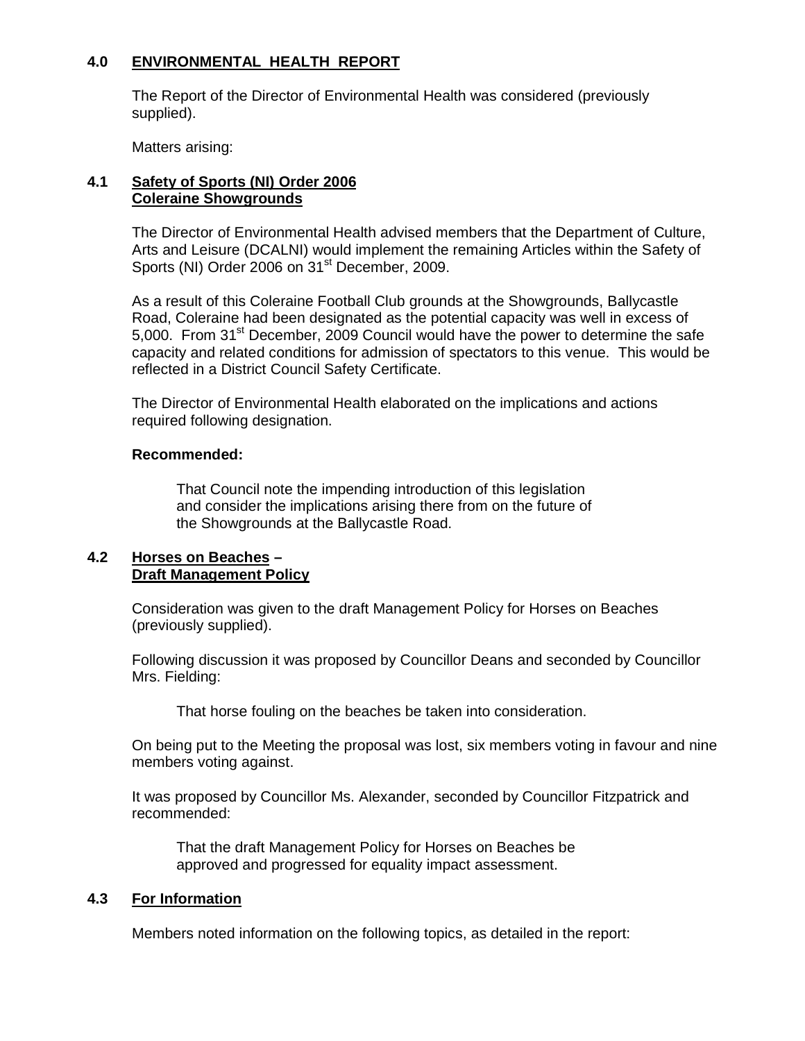## 4.0 ENVIRONMENTAL HEALTH REPORT

The Report of the Director of Environmental Health was considered (previously supplied).

Matters arising:

### 4.1 Safety of Sports (NI) Order 2006 Coleraine Showgrounds

The Director of Environmental Health advised members that the Department of Culture, Arts and Leisure (DCALNI) would implement the remaining Articles within the Safety of Sports (NI) Order 2006 on 31st December, 2009.

As a result of this Coleraine Football Club grounds at the Showgrounds, Ballycastle Road, Coleraine had been designated as the potential capacity was well in excess of 5,000. From 31st December, 2009 Council would have the power to determine the safe capacity and related conditions for admission of spectators to this venue. This would be reflected in a District Council Safety Certificate.

The Director of Environmental Health elaborated on the implications and actions required following designation.

**Recommended:**

> That Council note the impending introduction of this legislation and consider the implications arising there from on the future of the Showgrounds at the Ballycastle Road.

### 4.2 Horses on Beaches – Draft Management Policy

Consideration was given to the draft Management Policy for Horses on Beaches (previously supplied).

Following discussion it was proposed by Councillor Deans and seconded by Councillor Mrs. Fielding:

> That horse fouling on the beaches be taken into consideration.

On being put to the Meeting the proposal was lost, six members voting in favour and nine members voting against.

It was proposed by Councillor Ms. Alexander, seconded by Councillor Fitzpatrick and recommended:

> That the draft Management Policy for Horses on Beaches be approved and progressed for equality impact assessment.

### 4.3 For Information

Members noted information on the following topics, as detailed in the report: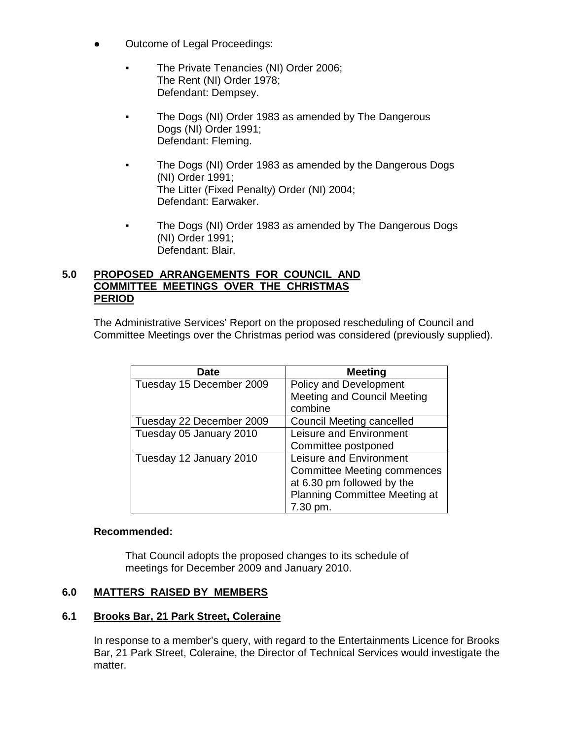- Outcome of Legal Proceedings:
  - The Private Tenancies (NI) Order 2006;
    The Rent (NI) Order 1978;
    Defendant: Dempsey.
  - The Dogs (NI) Order 1983 as amended by The Dangerous Dogs (NI) Order 1991;
    Defendant: Fleming.
  - The Dogs (NI) Order 1983 as amended by the Dangerous Dogs (NI) Order 1991;
    The Litter (Fixed Penalty) Order (NI) 2004;
    Defendant: Earwaker.
  - The Dogs (NI) Order 1983 as amended by The Dangerous Dogs (NI) Order 1991;
    Defendant: Blair.

## 5.0 PROPOSED ARRANGEMENTS FOR COUNCIL AND COMMITTEE MEETINGS OVER THE CHRISTMAS PERIOD

The Administrative Services' Report on the proposed rescheduling of Council and Committee Meetings over the Christmas period was considered (previously supplied).

| Date | Meeting |
|---|---|
| Tuesday 15 December 2009 | Policy and Development Meeting and Council Meeting combine |
| Tuesday 22 December 2009 | Council Meeting cancelled |
| Tuesday 05 January 2010 | Leisure and Environment Committee postponed |
| Tuesday 12 January 2010 | Leisure and Environment Committee Meeting commences at 6.30 pm followed by the Planning Committee Meeting at 7.30 pm. |

**Recommended:**

That Council adopts the proposed changes to its schedule of meetings for December 2009 and January 2010.

## 6.0 MATTERS RAISED BY MEMBERS

### 6.1 Brooks Bar, 21 Park Street, Coleraine

In response to a member's query, with regard to the Entertainments Licence for Brooks Bar, 21 Park Street, Coleraine, the Director of Technical Services would investigate the matter.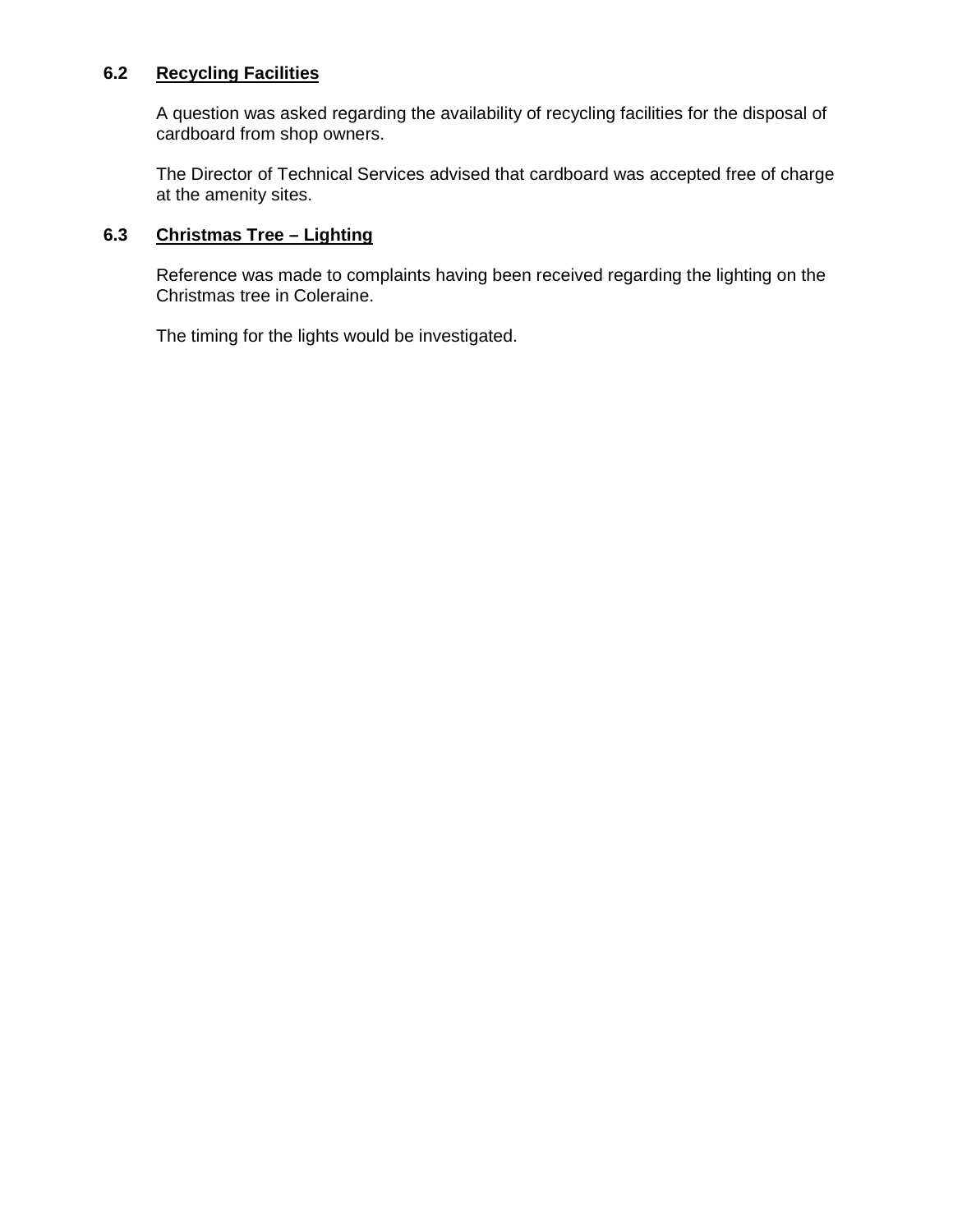### 6.2 **Recycling Facilities**

A question was asked regarding the availability of recycling facilities for the disposal of cardboard from shop owners.

The Director of Technical Services advised that cardboard was accepted free of charge at the amenity sites.

### 6.3 **Christmas Tree – Lighting**

Reference was made to complaints having been received regarding the lighting on the Christmas tree in Coleraine.

The timing for the lights would be investigated.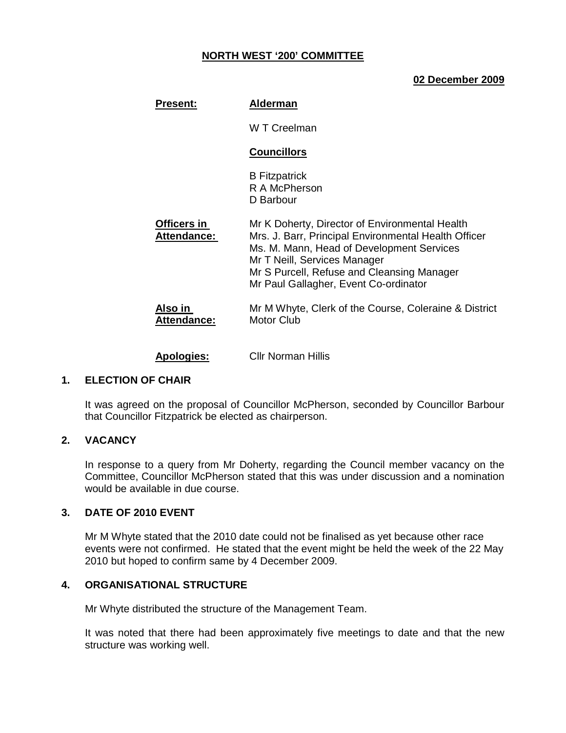**NORTH WEST '200' COMMITTEE**

**02 December 2009**

| | |
|---|---|
| **Present:** | **Alderman** |
| | W T Creelman |
| | **Councillors** |
| | B Fitzpatrick<br>R A McPherson<br>D Barbour |
| **Officers in Attendance:** | Mr K Doherty, Director of Environmental Health<br>Mrs. J. Barr, Principal Environmental Health Officer<br>Ms. M. Mann, Head of Development Services<br>Mr T Neill, Services Manager<br>Mr S Purcell, Refuse and Cleansing Manager<br>Mr Paul Gallagher, Event Co-ordinator |
| **Also in Attendance:** | Mr M Whyte, Clerk of the Course, Coleraine & District Motor Club |
| **Apologies:** | Cllr Norman Hillis |

**1. ELECTION OF CHAIR**

It was agreed on the proposal of Councillor McPherson, seconded by Councillor Barbour that Councillor Fitzpatrick be elected as chairperson.

**2. VACANCY**

In response to a query from Mr Doherty, regarding the Council member vacancy on the Committee, Councillor McPherson stated that this was under discussion and a nomination would be available in due course.

**3. DATE OF 2010 EVENT**

Mr M Whyte stated that the 2010 date could not be finalised as yet because other race events were not confirmed. He stated that the event might be held the week of the 22 May 2010 but hoped to confirm same by 4 December 2009.

**4. ORGANISATIONAL STRUCTURE**

Mr Whyte distributed the structure of the Management Team.

It was noted that there had been approximately five meetings to date and that the new structure was working well.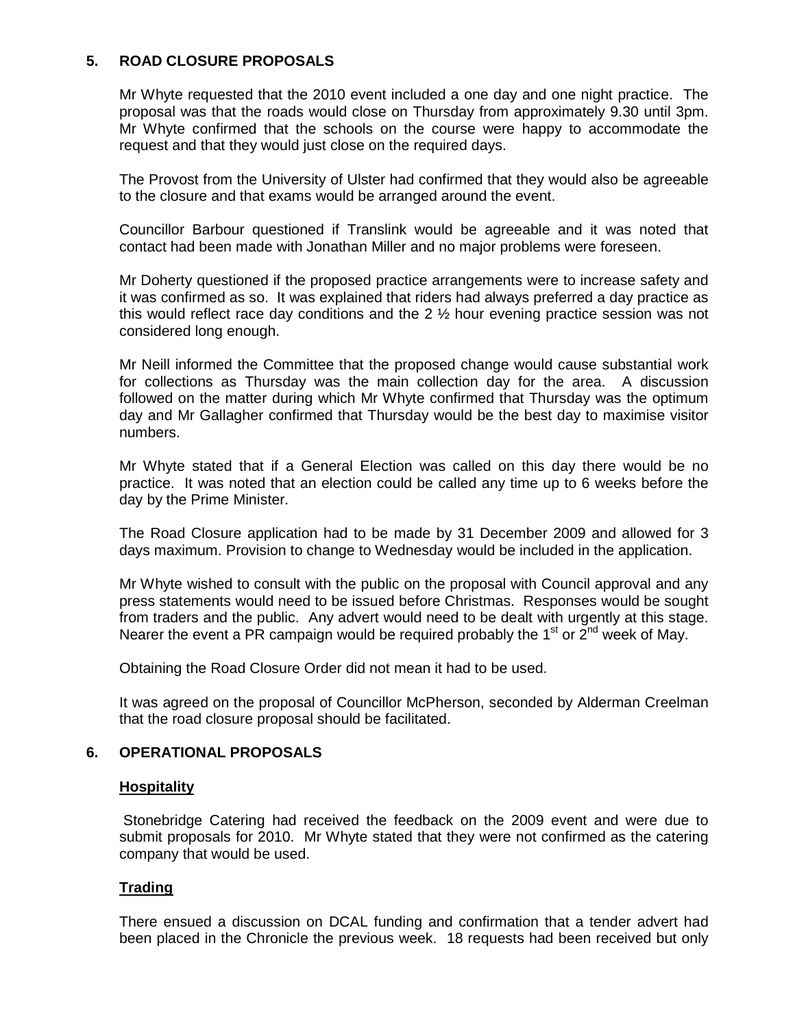## 5. ROAD CLOSURE PROPOSALS

Mr Whyte requested that the 2010 event included a one day and one night practice. The proposal was that the roads would close on Thursday from approximately 9.30 until 3pm. Mr Whyte confirmed that the schools on the course were happy to accommodate the request and that they would just close on the required days.

The Provost from the University of Ulster had confirmed that they would also be agreeable to the closure and that exams would be arranged around the event.

Councillor Barbour questioned if Translink would be agreeable and it was noted that contact had been made with Jonathan Miller and no major problems were foreseen.

Mr Doherty questioned if the proposed practice arrangements were to increase safety and it was confirmed as so. It was explained that riders had always preferred a day practice as this would reflect race day conditions and the 2 ½ hour evening practice session was not considered long enough.

Mr Neill informed the Committee that the proposed change would cause substantial work for collections as Thursday was the main collection day for the area. A discussion followed on the matter during which Mr Whyte confirmed that Thursday was the optimum day and Mr Gallagher confirmed that Thursday would be the best day to maximise visitor numbers.

Mr Whyte stated that if a General Election was called on this day there would be no practice. It was noted that an election could be called any time up to 6 weeks before the day by the Prime Minister.

The Road Closure application had to be made by 31 December 2009 and allowed for 3 days maximum. Provision to change to Wednesday would be included in the application.

Mr Whyte wished to consult with the public on the proposal with Council approval and any press statements would need to be issued before Christmas. Responses would be sought from traders and the public. Any advert would need to be dealt with urgently at this stage. Nearer the event a PR campaign would be required probably the 1st or 2nd week of May.

Obtaining the Road Closure Order did not mean it had to be used.

It was agreed on the proposal of Councillor McPherson, seconded by Alderman Creelman that the road closure proposal should be facilitated.

## 6. OPERATIONAL PROPOSALS

### Hospitality

Stonebridge Catering had received the feedback on the 2009 event and were due to submit proposals for 2010. Mr Whyte stated that they were not confirmed as the catering company that would be used.

### Trading

There ensued a discussion on DCAL funding and confirmation that a tender advert had been placed in the Chronicle the previous week. 18 requests had been received but only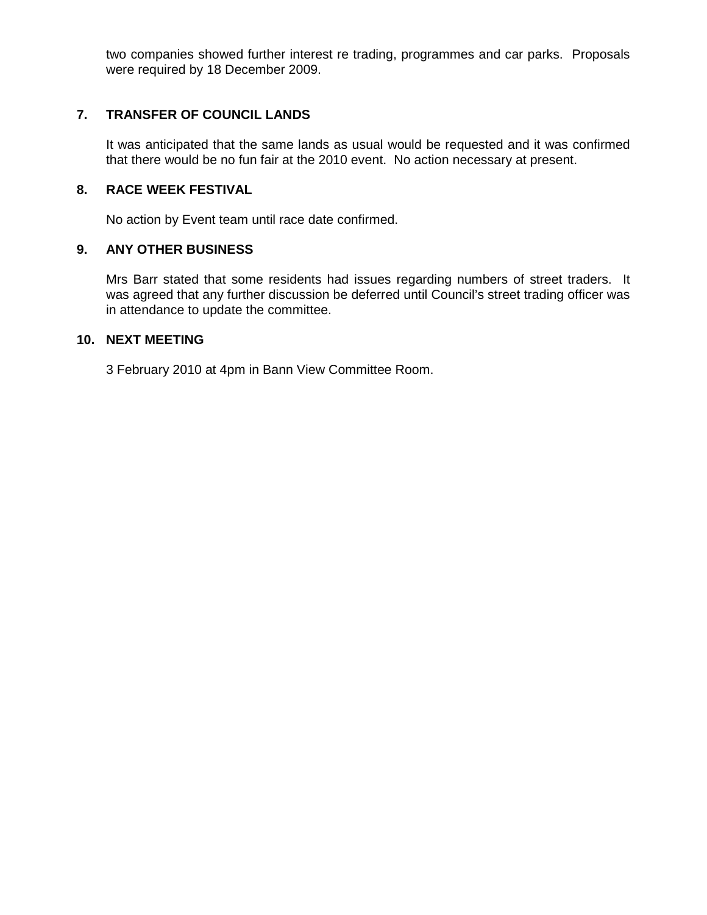two companies showed further interest re trading, programmes and car parks. Proposals were required by 18 December 2009.

## 7. TRANSFER OF COUNCIL LANDS

It was anticipated that the same lands as usual would be requested and it was confirmed that there would be no fun fair at the 2010 event. No action necessary at present.

## 8. RACE WEEK FESTIVAL

No action by Event team until race date confirmed.

## 9. ANY OTHER BUSINESS

Mrs Barr stated that some residents had issues regarding numbers of street traders. It was agreed that any further discussion be deferred until Council's street trading officer was in attendance to update the committee.

## 10. NEXT MEETING

3 February 2010 at 4pm in Bann View Committee Room.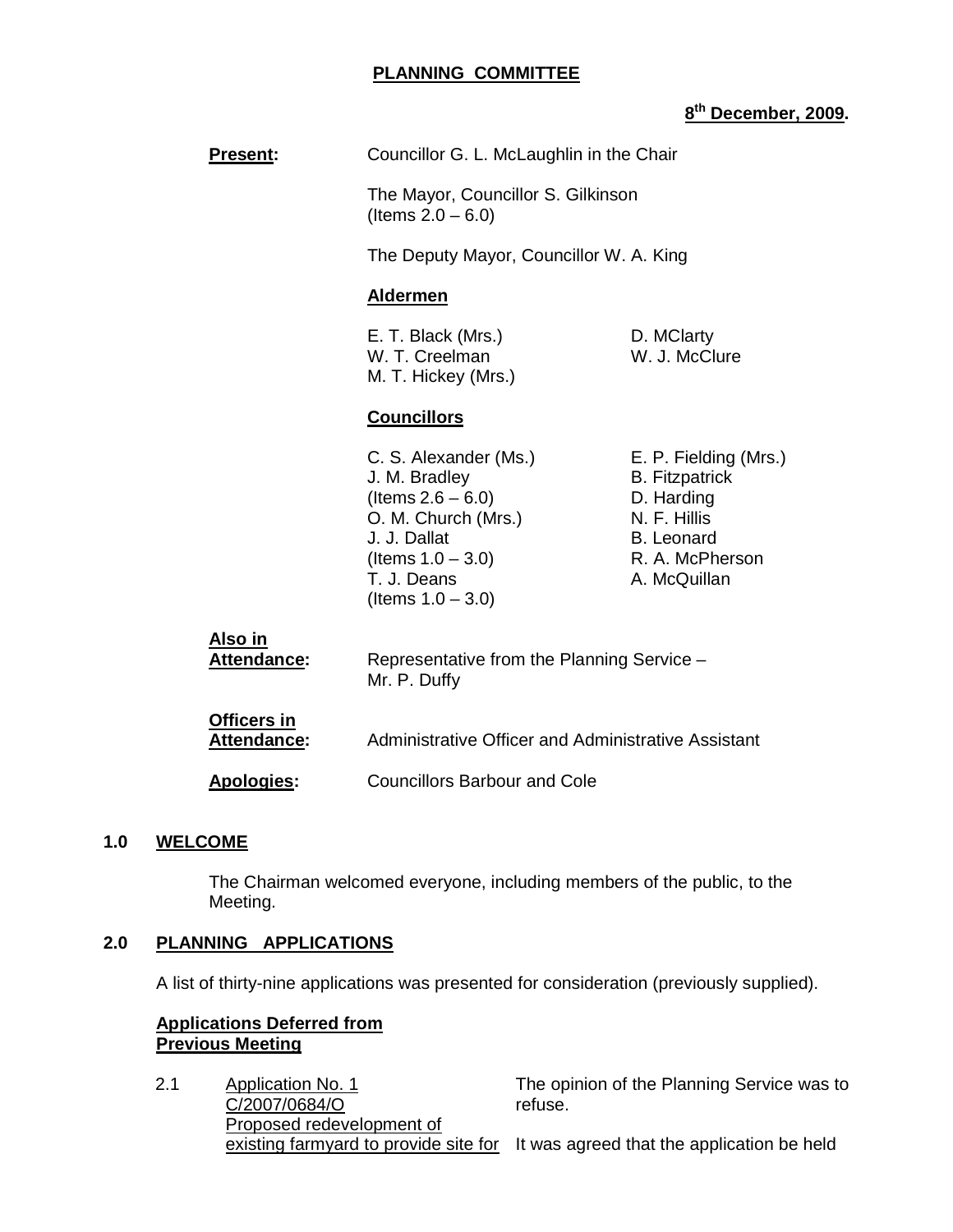**PLANNING COMMITTEE**

**8th December, 2009.**

**Present:** Councillor G. L. McLaughlin in the Chair

The Mayor, Councillor S. Gilkinson
(Items 2.0 – 6.0)

The Deputy Mayor, Councillor W. A. King

**Aldermen**

E. T. Black (Mrs.)
W. T. Creelman
M. T. Hickey (Mrs.)
D. MClarty
W. J. McClure

**Councillors**

C. S. Alexander (Ms.)
J. M. Bradley
(Items 2.6 – 6.0)
O. M. Church (Mrs.)
J. J. Dallat
(Items 1.0 – 3.0)
T. J. Deans
(Items 1.0 – 3.0)
E. P. Fielding (Mrs.)
B. Fitzpatrick
D. Harding
N. F. Hillis
B. Leonard
R. A. McPherson
A. McQuillan

**Also in Attendance:** Representative from the Planning Service – Mr. P. Duffy

**Officers in Attendance:** Administrative Officer and Administrative Assistant

**Apologies:** Councillors Barbour and Cole

## 1.0 WELCOME

The Chairman welcomed everyone, including members of the public, to the Meeting.

## 2.0 PLANNING APPLICATIONS

A list of thirty-nine applications was presented for consideration (previously supplied).

**Applications Deferred from Previous Meeting**

2.1 Application No. 1
C/2007/0684/O
Proposed redevelopment of existing farmyard to provide site for

The opinion of the Planning Service was to refuse.

It was agreed that the application be held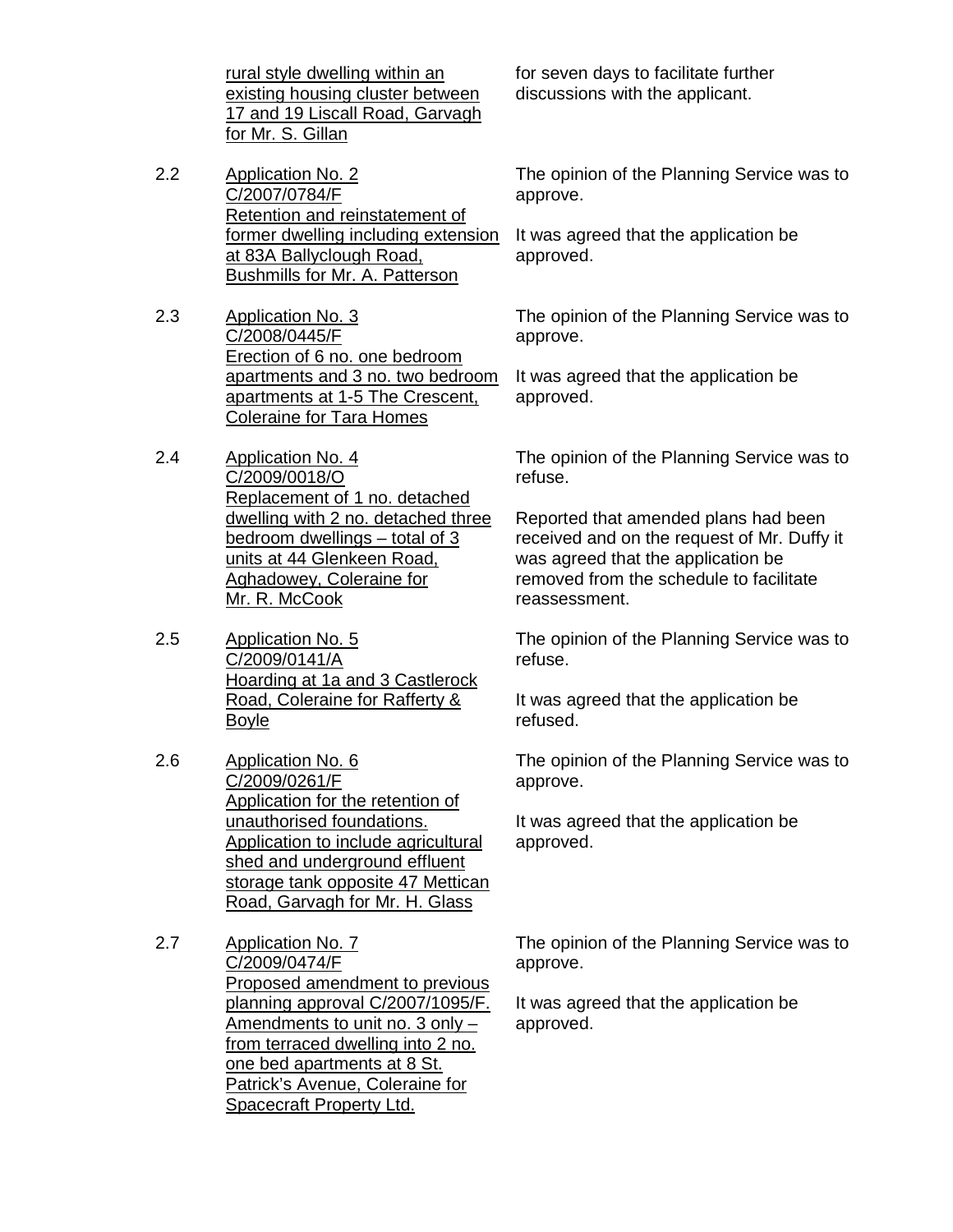| | | |
|---|---|---|
| | rural style dwelling within an existing housing cluster between 17 and 19 Liscall Road, Garvagh for Mr. S. Gillan | for seven days to facilitate further discussions with the applicant. |
| 2.2 | Application No. 2<br>C/2007/0784/F<br>Retention and reinstatement of former dwelling including extension at 83A Ballyclough Road, Bushmills for Mr. A. Patterson | The opinion of the Planning Service was to approve.<br><br>It was agreed that the application be approved. |
| 2.3 | Application No. 3<br>C/2008/0445/F<br>Erection of 6 no. one bedroom apartments and 3 no. two bedroom apartments at 1-5 The Crescent, Coleraine for Tara Homes | The opinion of the Planning Service was to approve.<br><br>It was agreed that the application be approved. |
| 2.4 | Application No. 4<br>C/2009/0018/O<br>Replacement of 1 no. detached dwelling with 2 no. detached three bedroom dwellings – total of 3 units at 44 Glenkeen Road, Aghadowey, Coleraine for Mr. R. McCook | The opinion of the Planning Service was to refuse.<br><br>Reported that amended plans had been received and on the request of Mr. Duffy it was agreed that the application be removed from the schedule to facilitate reassessment. |
| 2.5 | Application No. 5<br>C/2009/0141/A<br>Hoarding at 1a and 3 Castlerock Road, Coleraine for Rafferty & Boyle | The opinion of the Planning Service was to refuse.<br><br>It was agreed that the application be refused. |
| 2.6 | Application No. 6<br>C/2009/0261/F<br>Application for the retention of unauthorised foundations. Application to include agricultural shed and underground effluent storage tank opposite 47 Mettican Road, Garvagh for Mr. H. Glass | The opinion of the Planning Service was to approve.<br><br>It was agreed that the application be approved. |
| 2.7 | Application No. 7<br>C/2009/0474/F<br>Proposed amendment to previous planning approval C/2007/1095/F. Amendments to unit no. 3 only – from terraced dwelling into 2 no. one bed apartments at 8 St. Patrick's Avenue, Coleraine for Spacecraft Property Ltd. | The opinion of the Planning Service was to approve.<br><br>It was agreed that the application be approved. |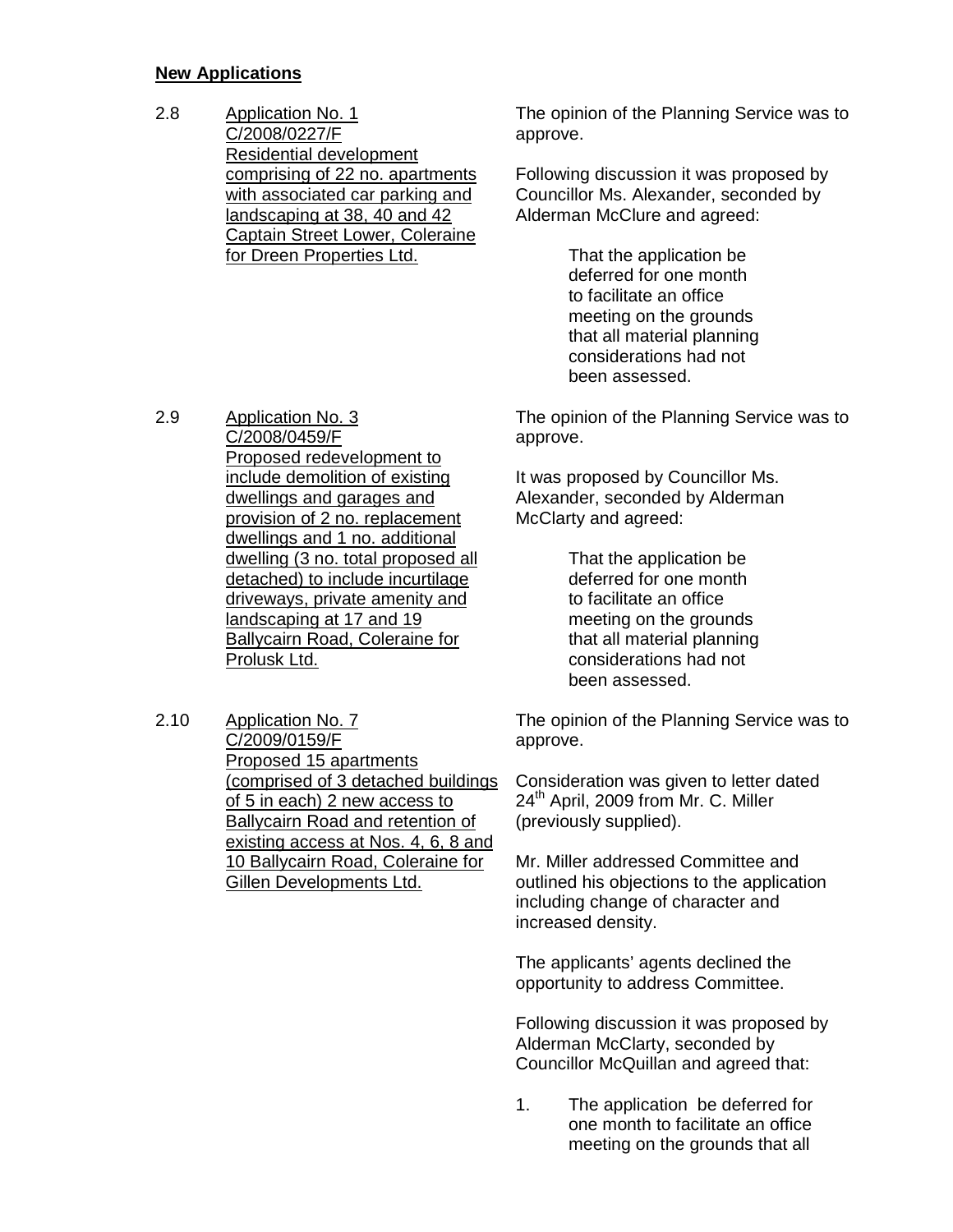**New Applications**

2.8 Application No. 1
C/2008/0227/F
Residential development comprising of 22 no. apartments with associated car parking and landscaping at 38, 40 and 42 Captain Street Lower, Coleraine for Dreen Properties Ltd.

The opinion of the Planning Service was to approve.

Following discussion it was proposed by Councillor Ms. Alexander, seconded by Alderman McClure and agreed:

> That the application be deferred for one month to facilitate an office meeting on the grounds that all material planning considerations had not been assessed.

2.9 Application No. 3
C/2008/0459/F
Proposed redevelopment to include demolition of existing dwellings and garages and provision of 2 no. replacement dwellings and 1 no. additional dwelling (3 no. total proposed all detached) to include incurtilage driveways, private amenity and landscaping at 17 and 19 Ballycairn Road, Coleraine for Prolusk Ltd.

The opinion of the Planning Service was to approve.

It was proposed by Councillor Ms. Alexander, seconded by Alderman McClarty and agreed:

> That the application be deferred for one month to facilitate an office meeting on the grounds that all material planning considerations had not been assessed.

2.10 Application No. 7
C/2009/0159/F
Proposed 15 apartments (comprised of 3 detached buildings of 5 in each) 2 new access to Ballycairn Road and retention of existing access at Nos. 4, 6, 8 and 10 Ballycairn Road, Coleraine for Gillen Developments Ltd.

The opinion of the Planning Service was to approve.

Consideration was given to letter dated 24th April, 2009 from Mr. C. Miller (previously supplied).

Mr. Miller addressed Committee and outlined his objections to the application including change of character and increased density.

The applicants' agents declined the opportunity to address Committee.

Following discussion it was proposed by Alderman McClarty, seconded by Councillor McQuillan and agreed that:

1. The application be deferred for one month to facilitate an office meeting on the grounds that all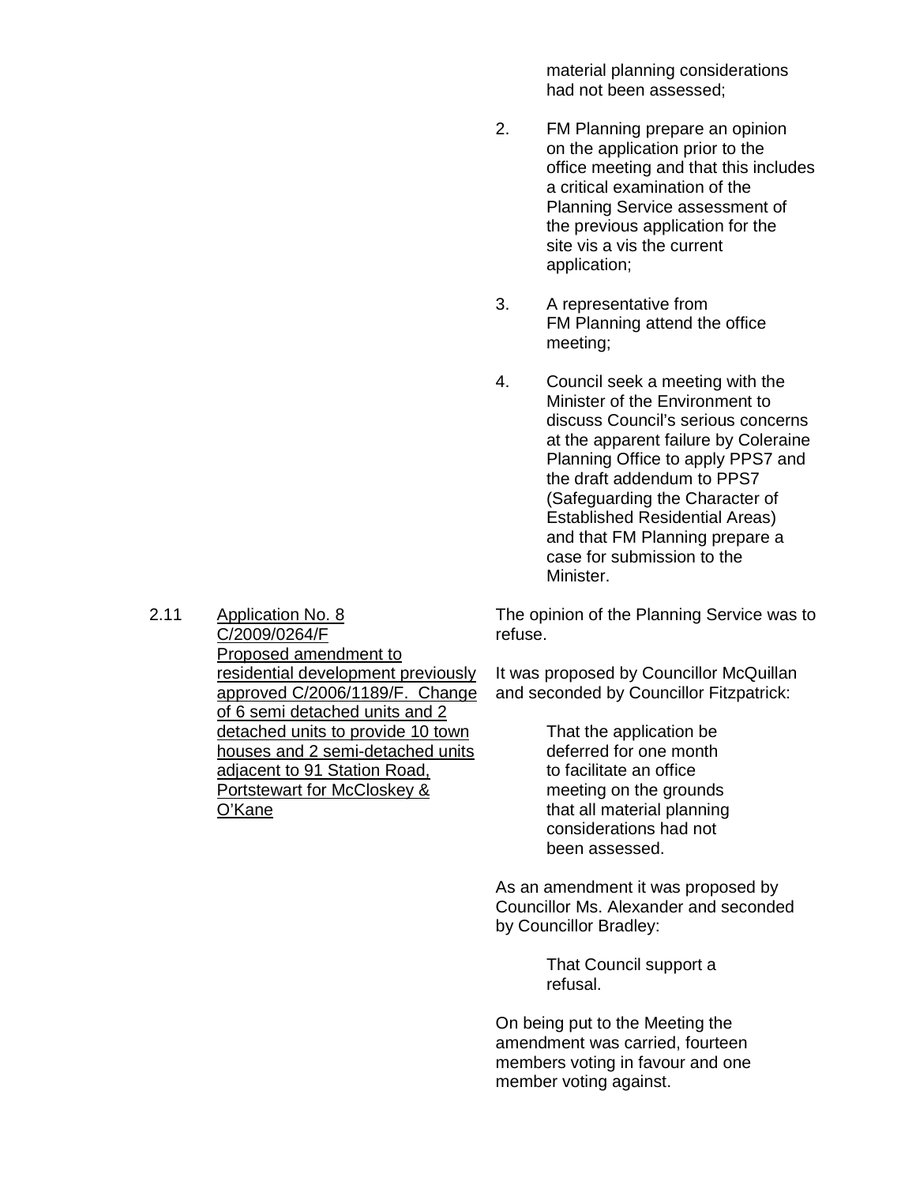material planning considerations had not been assessed;

2. FM Planning prepare an opinion on the application prior to the office meeting and that this includes a critical examination of the Planning Service assessment of the previous application for the site vis a vis the current application;

3. A representative from FM Planning attend the office meeting;

4. Council seek a meeting with the Minister of the Environment to discuss Council's serious concerns at the apparent failure by Coleraine Planning Office to apply PPS7 and the draft addendum to PPS7 (Safeguarding the Character of Established Residential Areas) and that FM Planning prepare a case for submission to the Minister.

2.11 Application No. 8 C/2009/0264/F Proposed amendment to residential development previously approved C/2006/1189/F. Change of 6 semi detached units and 2 detached units to provide 10 town houses and 2 semi-detached units adjacent to 91 Station Road, Portstewart for McCloskey & O'Kane

The opinion of the Planning Service was to refuse.

It was proposed by Councillor McQuillan and seconded by Councillor Fitzpatrick:

> That the application be deferred for one month to facilitate an office meeting on the grounds that all material planning considerations had not been assessed.

As an amendment it was proposed by Councillor Ms. Alexander and seconded by Councillor Bradley:

> That Council support a refusal.

On being put to the Meeting the amendment was carried, fourteen members voting in favour and one member voting against.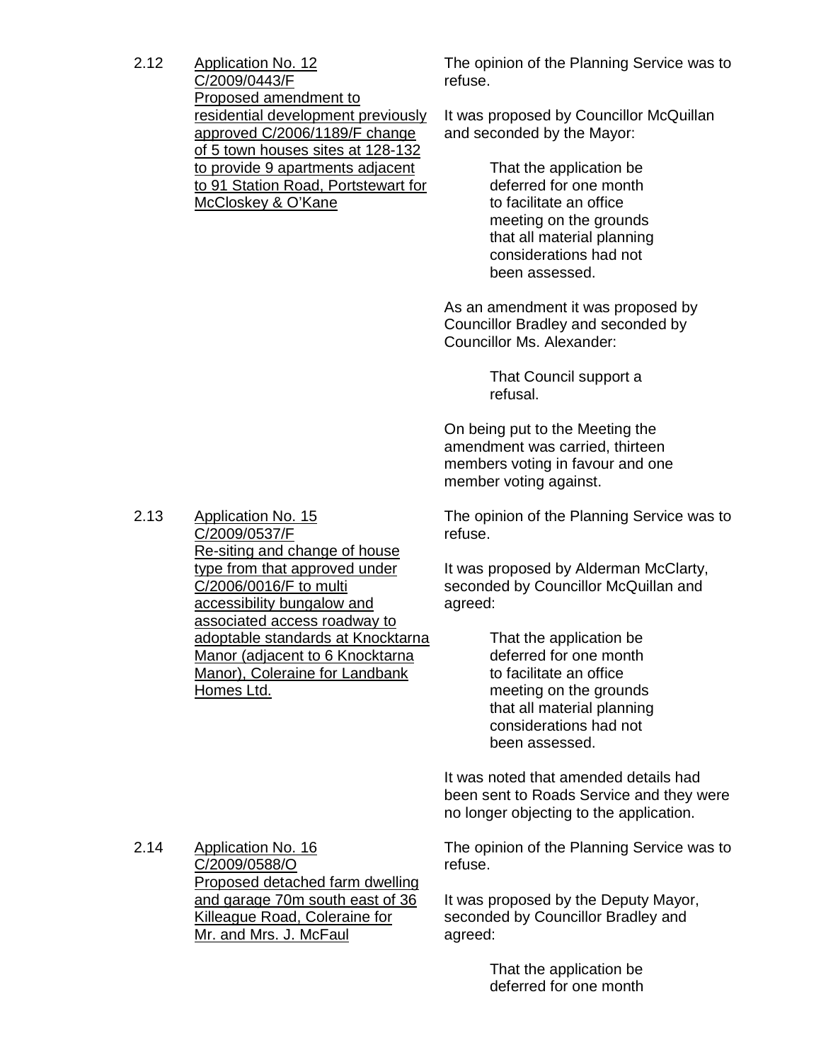2.12 <u>Application No. 12</u>
<u>C/2009/0443/F</u>
<u>Proposed amendment to residential development previously approved C/2006/1189/F change of 5 town houses sites at 128-132 to provide 9 apartments adjacent to 91 Station Road, Portstewart for McCloskey & O'Kane</u>

The opinion of the Planning Service was to refuse.

It was proposed by Councillor McQuillan and seconded by the Mayor:

> That the application be deferred for one month to facilitate an office meeting on the grounds that all material planning considerations had not been assessed.

As an amendment it was proposed by Councillor Bradley and seconded by Councillor Ms. Alexander:

> That Council support a refusal.

On being put to the Meeting the amendment was carried, thirteen members voting in favour and one member voting against.

2.13 <u>Application No. 15</u>
<u>C/2009/0537/F</u>
<u>Re-siting and change of house type from that approved under C/2006/0016/F to multi accessibility bungalow and associated access roadway to adoptable standards at Knocktarna Manor (adjacent to 6 Knocktarna Manor), Coleraine for Landbank Homes Ltd.</u>

The opinion of the Planning Service was to refuse.

It was proposed by Alderman McClarty, seconded by Councillor McQuillan and agreed:

> That the application be deferred for one month to facilitate an office meeting on the grounds that all material planning considerations had not been assessed.

It was noted that amended details had been sent to Roads Service and they were no longer objecting to the application.

2.14 <u>Application No. 16</u>
<u>C/2009/0588/O</u>
<u>Proposed detached farm dwelling and garage 70m south east of 36 Killeague Road, Coleraine for Mr. and Mrs. J. McFaul</u>

The opinion of the Planning Service was to refuse.

It was proposed by the Deputy Mayor, seconded by Councillor Bradley and agreed:

> That the application be deferred for one month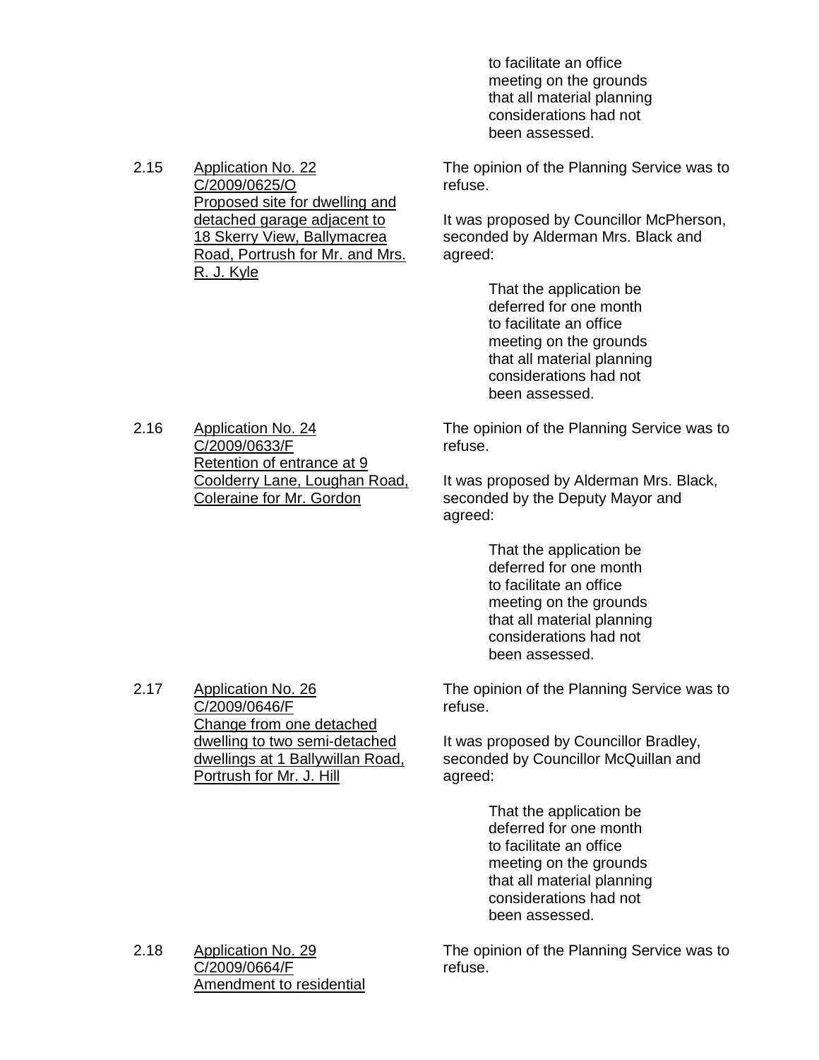to facilitate an office meeting on the grounds that all material planning considerations had not been assessed.

2.15 Application No. 22 C/2009/0625/O Proposed site for dwelling and detached garage adjacent to 18 Skerry View, Ballymacrea Road, Portrush for Mr. and Mrs. R. J. Kyle

The opinion of the Planning Service was to refuse.

It was proposed by Councillor McPherson, seconded by Alderman Mrs. Black and agreed:

> That the application be deferred for one month to facilitate an office meeting on the grounds that all material planning considerations had not been assessed.

2.16 Application No. 24 C/2009/0633/F Retention of entrance at 9 Coolderry Lane, Loughan Road, Coleraine for Mr. Gordon

The opinion of the Planning Service was to refuse.

It was proposed by Alderman Mrs. Black, seconded by the Deputy Mayor and agreed:

> That the application be deferred for one month to facilitate an office meeting on the grounds that all material planning considerations had not been assessed.

2.17 Application No. 26 C/2009/0646/F Change from one detached dwelling to two semi-detached dwellings at 1 Ballywillan Road, Portrush for Mr. J. Hill

The opinion of the Planning Service was to refuse.

It was proposed by Councillor Bradley, seconded by Councillor McQuillan and agreed:

> That the application be deferred for one month to facilitate an office meeting on the grounds that all material planning considerations had not been assessed.

2.18 Application No. 29 C/2009/0664/F Amendment to residential

The opinion of the Planning Service was to refuse.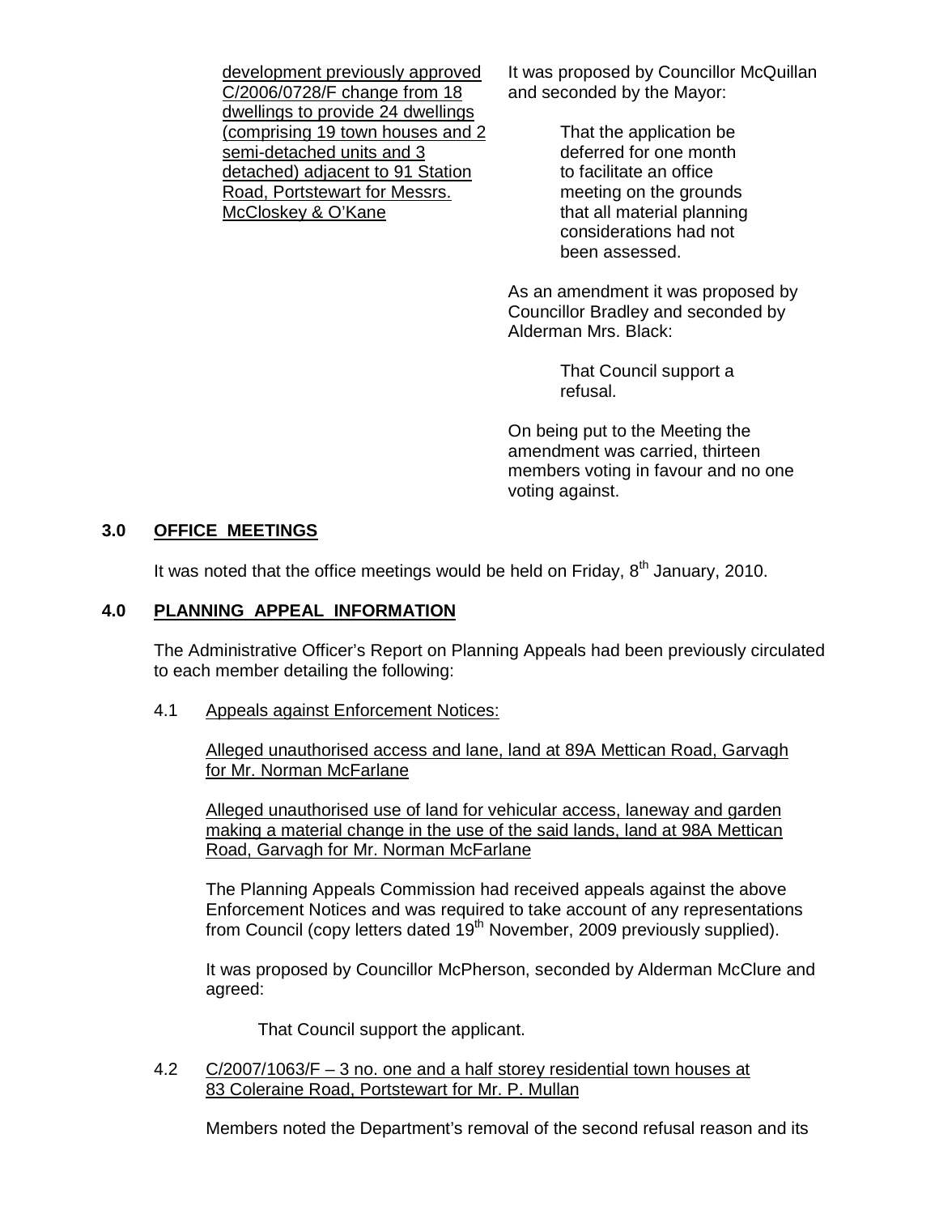development previously approved C/2006/0728/F change from 18 dwellings to provide 24 dwellings (comprising 19 town houses and 2 semi-detached units and 3 detached) adjacent to 91 Station Road, Portstewart for Messrs. McCloskey & O'Kane

It was proposed by Councillor McQuillan and seconded by the Mayor:

> That the application be deferred for one month to facilitate an office meeting on the grounds that all material planning considerations had not been assessed.

As an amendment it was proposed by Councillor Bradley and seconded by Alderman Mrs. Black:

> That Council support a refusal.

On being put to the Meeting the amendment was carried, thirteen members voting in favour and no one voting against.

## 3.0 OFFICE MEETINGS

It was noted that the office meetings would be held on Friday, 8th January, 2010.

## 4.0 PLANNING APPEAL INFORMATION

The Administrative Officer's Report on Planning Appeals had been previously circulated to each member detailing the following:

4.1 Appeals against Enforcement Notices:

Alleged unauthorised access and lane, land at 89A Mettican Road, Garvagh for Mr. Norman McFarlane

Alleged unauthorised use of land for vehicular access, laneway and garden making a material change in the use of the said lands, land at 98A Mettican Road, Garvagh for Mr. Norman McFarlane

The Planning Appeals Commission had received appeals against the above Enforcement Notices and was required to take account of any representations from Council (copy letters dated 19th November, 2009 previously supplied).

It was proposed by Councillor McPherson, seconded by Alderman McClure and agreed:

> That Council support the applicant.

4.2 C/2007/1063/F – 3 no. one and a half storey residential town houses at 83 Coleraine Road, Portstewart for Mr. P. Mullan

Members noted the Department's removal of the second refusal reason and its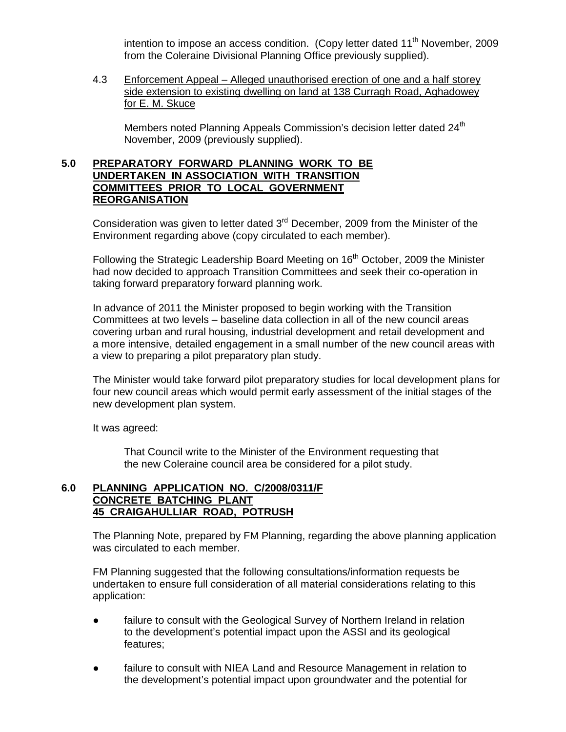intention to impose an access condition. (Copy letter dated 11th November, 2009 from the Coleraine Divisional Planning Office previously supplied).

4.3 Enforcement Appeal – Alleged unauthorised erection of one and a half storey side extension to existing dwelling on land at 138 Curragh Road, Aghadowey for E. M. Skuce

Members noted Planning Appeals Commission's decision letter dated 24th November, 2009 (previously supplied).

**5.0 PREPARATORY FORWARD PLANNING WORK TO BE UNDERTAKEN IN ASSOCIATION WITH TRANSITION COMMITTEES PRIOR TO LOCAL GOVERNMENT REORGANISATION**

Consideration was given to letter dated 3rd December, 2009 from the Minister of the Environment regarding above (copy circulated to each member).

Following the Strategic Leadership Board Meeting on 16th October, 2009 the Minister had now decided to approach Transition Committees and seek their co-operation in taking forward preparatory forward planning work.

In advance of 2011 the Minister proposed to begin working with the Transition Committees at two levels – baseline data collection in all of the new council areas covering urban and rural housing, industrial development and retail development and a more intensive, detailed engagement in a small number of the new council areas with a view to preparing a pilot preparatory plan study.

The Minister would take forward pilot preparatory studies for local development plans for four new council areas which would permit early assessment of the initial stages of the new development plan system.

It was agreed:

> That Council write to the Minister of the Environment requesting that the new Coleraine council area be considered for a pilot study.

**6.0 PLANNING APPLICATION NO. C/2008/0311/F CONCRETE BATCHING PLANT 45 CRAIGAHULLIAR ROAD, POTRUSH**

The Planning Note, prepared by FM Planning, regarding the above planning application was circulated to each member.

FM Planning suggested that the following consultations/information requests be undertaken to ensure full consideration of all material considerations relating to this application:

- failure to consult with the Geological Survey of Northern Ireland in relation to the development's potential impact upon the ASSI and its geological features;
- failure to consult with NIEA Land and Resource Management in relation to the development's potential impact upon groundwater and the potential for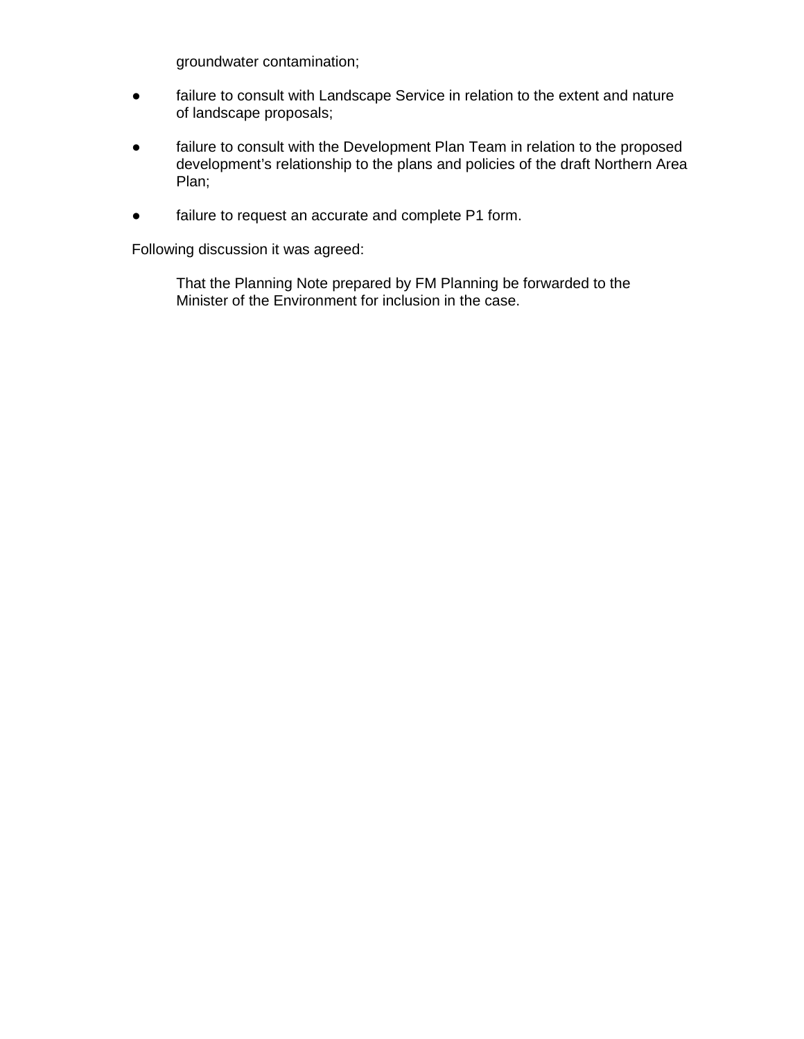groundwater contamination;

- failure to consult with Landscape Service in relation to the extent and nature of landscape proposals;

- failure to consult with the Development Plan Team in relation to the proposed development's relationship to the plans and policies of the draft Northern Area Plan;

- failure to request an accurate and complete P1 form.

Following discussion it was agreed:

> That the Planning Note prepared by FM Planning be forwarded to the Minister of the Environment for inclusion in the case.